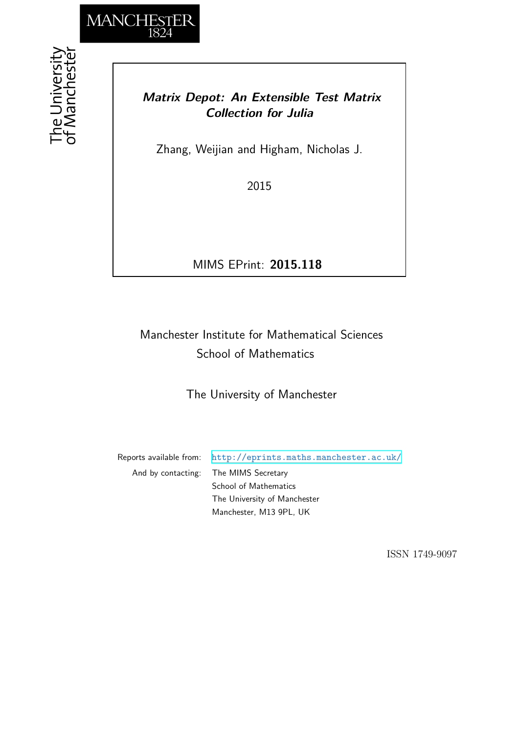MANCHESTER
1824

The University of Manchester

***Matrix Depot: An Extensible Test Matrix Collection for Julia***

Zhang, Weijian and Higham, Nicholas J.

2015

MIMS EPrint: **2015.118**

Manchester Institute for Mathematical Sciences
School of Mathematics

The University of Manchester

Reports available from: http://eprints.maths.manchester.ac.uk/
And by contacting: The MIMS Secretary
School of Mathematics
The University of Manchester
Manchester, M13 9PL, UK

ISSN 1749-9097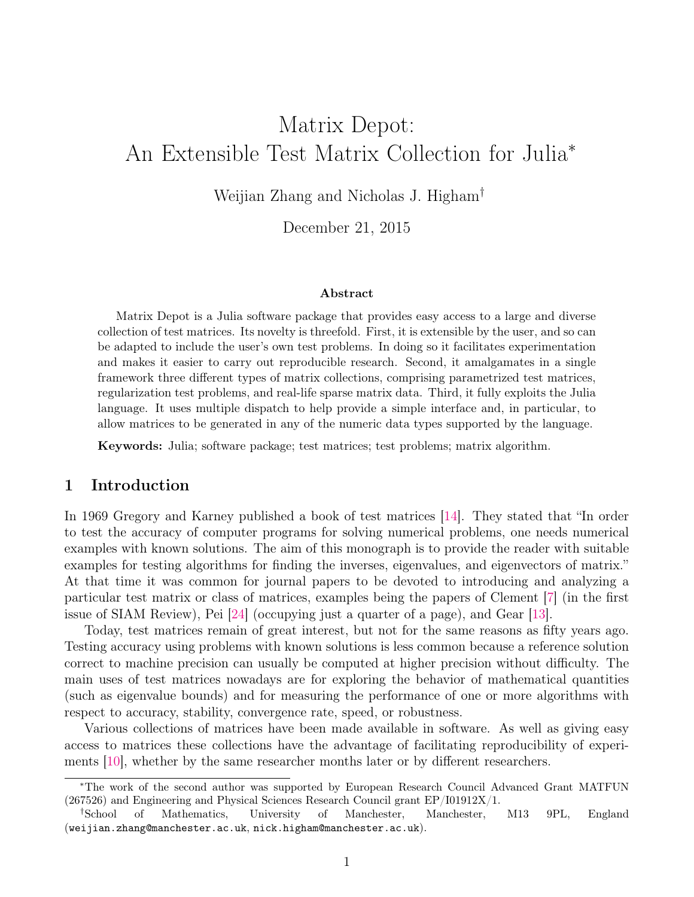# Matrix Depot: An Extensible Test Matrix Collection for Julia*

Weijian Zhang and Nicholas J. Higham†

December 21, 2015

### Abstract

Matrix Depot is a Julia software package that provides easy access to a large and diverse collection of test matrices. Its novelty is threefold. First, it is extensible by the user, and so can be adapted to include the user's own test problems. In doing so it facilitates experimentation and makes it easier to carry out reproducible research. Second, it amalgamates in a single framework three different types of matrix collections, comprising parametrized test matrices, regularization test problems, and real-life sparse matrix data. Third, it fully exploits the Julia language. It uses multiple dispatch to help provide a simple interface and, in particular, to allow matrices to be generated in any of the numeric data types supported by the language.

**Keywords:** Julia; software package; test matrices; test problems; matrix algorithm.

## 1 Introduction

In 1969 Gregory and Karney published a book of test matrices [14]. They stated that "In order to test the accuracy of computer programs for solving numerical problems, one needs numerical examples with known solutions. The aim of this monograph is to provide the reader with suitable examples for testing algorithms for finding the inverses, eigenvalues, and eigenvectors of matrix." At that time it was common for journal papers to be devoted to introducing and analyzing a particular test matrix or class of matrices, examples being the papers of Clement [7] (in the first issue of SIAM Review), Pei [24] (occupying just a quarter of a page), and Gear [13].

Today, test matrices remain of great interest, but not for the same reasons as fifty years ago. Testing accuracy using problems with known solutions is less common because a reference solution correct to machine precision can usually be computed at higher precision without difficulty. The main uses of test matrices nowadays are for exploring the behavior of mathematical quantities (such as eigenvalue bounds) and for measuring the performance of one or more algorithms with respect to accuracy, stability, convergence rate, speed, or robustness.

Various collections of matrices have been made available in software. As well as giving easy access to matrices these collections have the advantage of facilitating reproducibility of experiments [10], whether by the same researcher months later or by different researchers.

---

*The work of the second author was supported by European Research Council Advanced Grant MATFUN (267526) and Engineering and Physical Sciences Research Council grant EP/I01912X/1.

†School of Mathematics, University of Manchester, Manchester, M13 9PL, England (weijian.zhang@manchester.ac.uk, nick.higham@manchester.ac.uk).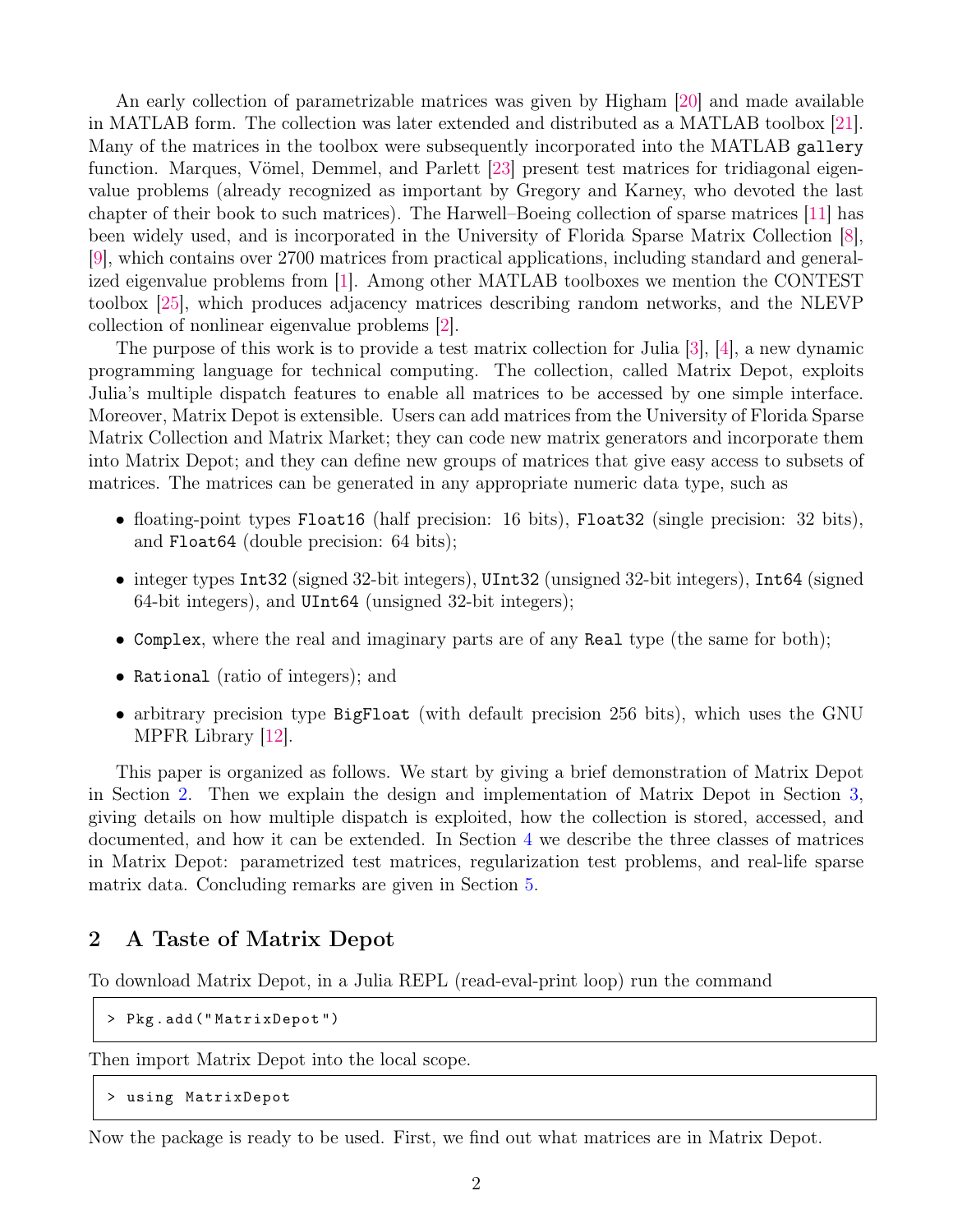An early collection of parametrizable matrices was given by Higham [20] and made available in MATLAB form. The collection was later extended and distributed as a MATLAB toolbox [21]. Many of the matrices in the toolbox were subsequently incorporated into the MATLAB `gallery` function. Marques, Vömel, Demmel, and Parlett [23] present test matrices for tridiagonal eigenvalue problems (already recognized as important by Gregory and Karney, who devoted the last chapter of their book to such matrices). The Harwell–Boeing collection of sparse matrices [11] has been widely used, and is incorporated in the University of Florida Sparse Matrix Collection [8], [9], which contains over 2700 matrices from practical applications, including standard and generalized eigenvalue problems from [1]. Among other MATLAB toolboxes we mention the CONTEST toolbox [25], which produces adjacency matrices describing random networks, and the NLEVP collection of nonlinear eigenvalue problems [2].

The purpose of this work is to provide a test matrix collection for Julia [3], [4], a new dynamic programming language for technical computing. The collection, called Matrix Depot, exploits Julia's multiple dispatch features to enable all matrices to be accessed by one simple interface. Moreover, Matrix Depot is extensible. Users can add matrices from the University of Florida Sparse Matrix Collection and Matrix Market; they can code new matrix generators and incorporate them into Matrix Depot; and they can define new groups of matrices that give easy access to subsets of matrices. The matrices can be generated in any appropriate numeric data type, such as

- floating-point types `Float16` (half precision: 16 bits), `Float32` (single precision: 32 bits), and `Float64` (double precision: 64 bits);
- integer types `Int32` (signed 32-bit integers), `UInt32` (unsigned 32-bit integers), `Int64` (signed 64-bit integers), and `UInt64` (unsigned 32-bit integers);
- `Complex`, where the real and imaginary parts are of any `Real` type (the same for both);
- `Rational` (ratio of integers); and
- arbitrary precision type `BigFloat` (with default precision 256 bits), which uses the GNU MPFR Library [12].

This paper is organized as follows. We start by giving a brief demonstration of Matrix Depot in Section 2. Then we explain the design and implementation of Matrix Depot in Section 3, giving details on how multiple dispatch is exploited, how the collection is stored, accessed, and documented, and how it can be extended. In Section 4 we describe the three classes of matrices in Matrix Depot: parametrized test matrices, regularization test problems, and real-life sparse matrix data. Concluding remarks are given in Section 5.

## 2 A Taste of Matrix Depot

To download Matrix Depot, in a Julia REPL (read-eval-print loop) run the command

```
> Pkg.add("MatrixDepot")
```

Then import Matrix Depot into the local scope.

```
> using MatrixDepot
```

Now the package is ready to be used. First, we find out what matrices are in Matrix Depot.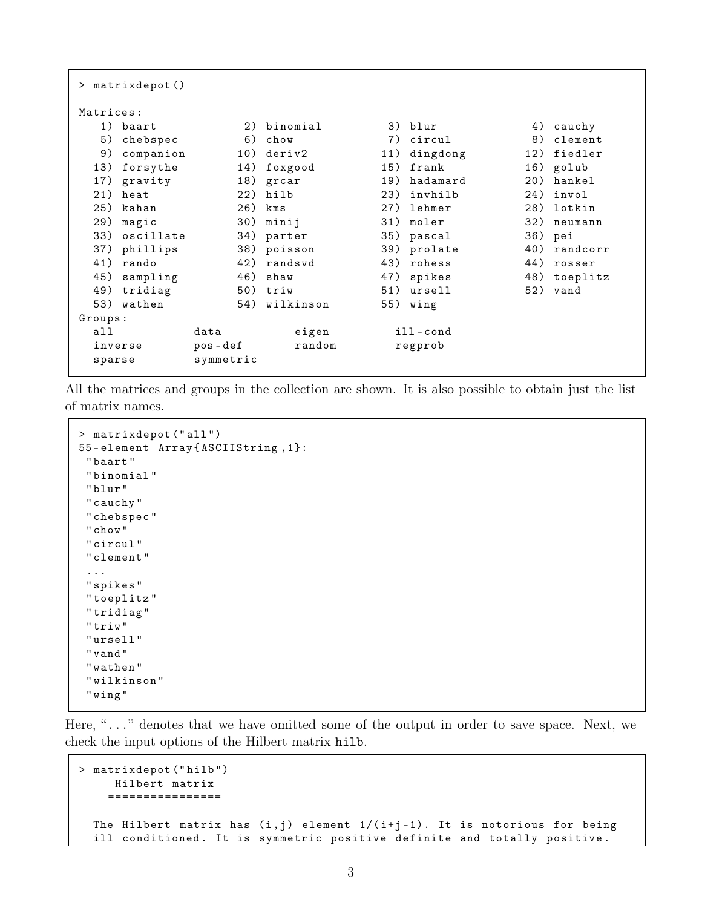```
> matrixdepot()

Matrices:
   1) baart            2) binomial         3) blur             4) cauchy
   5) chebspec         6) chow             7) circul           8) clement
   9) companion       10) deriv2          11) dingdong        12) fiedler
  13) forsythe        14) foxgood         15) frank           16) golub
  17) gravity         18) grcar           19) hadamard        20) hankel
  21) heat            22) hilb            23) invhilb         24) invol
  25) kahan           26) kms             27) lehmer          28) lotkin
  29) magic           30) minij           31) moler           32) neumann
  33) oscillate       34) parter          35) pascal          36) pei
  37) phillips        38) poisson         39) prolate         40) randcorr
  41) rando           42) randsvd         43) rohess          44) rosser
  45) sampling        46) shaw            47) spikes          48) toeplitz
  49) tridiag         50) triw            51) ursell          52) vand
  53) wathen          54) wilkinson       55) wing
Groups:
  all           data          eigen         ill-cond
  inverse       pos-def       random        regprob
  sparse        symmetric
```

All the matrices and groups in the collection are shown. It is also possible to obtain just the list of matrix names.

```
> matrixdepot("all")
55-element Array{ASCIIString,1}:
 "baart"
 "binomial"
 "blur"
 "cauchy"
 "chebspec"
 "chow"
 "circul"
 "clement"
 ...
 "spikes"
 "toeplitz"
 "tridiag"
 "triw"
 "ursell"
 "vand"
 "wathen"
 "wilkinson"
 "wing"
```

Here, "..." denotes that we have omitted some of the output in order to save space. Next, we check the input options of the Hilbert matrix `hilb`.

```
> matrixdepot("hilb")
     Hilbert matrix
    ================

  The Hilbert matrix has (i,j) element 1/(i+j-1). It is notorious for being
  ill conditioned. It is symmetric positive definite and totally positive.
```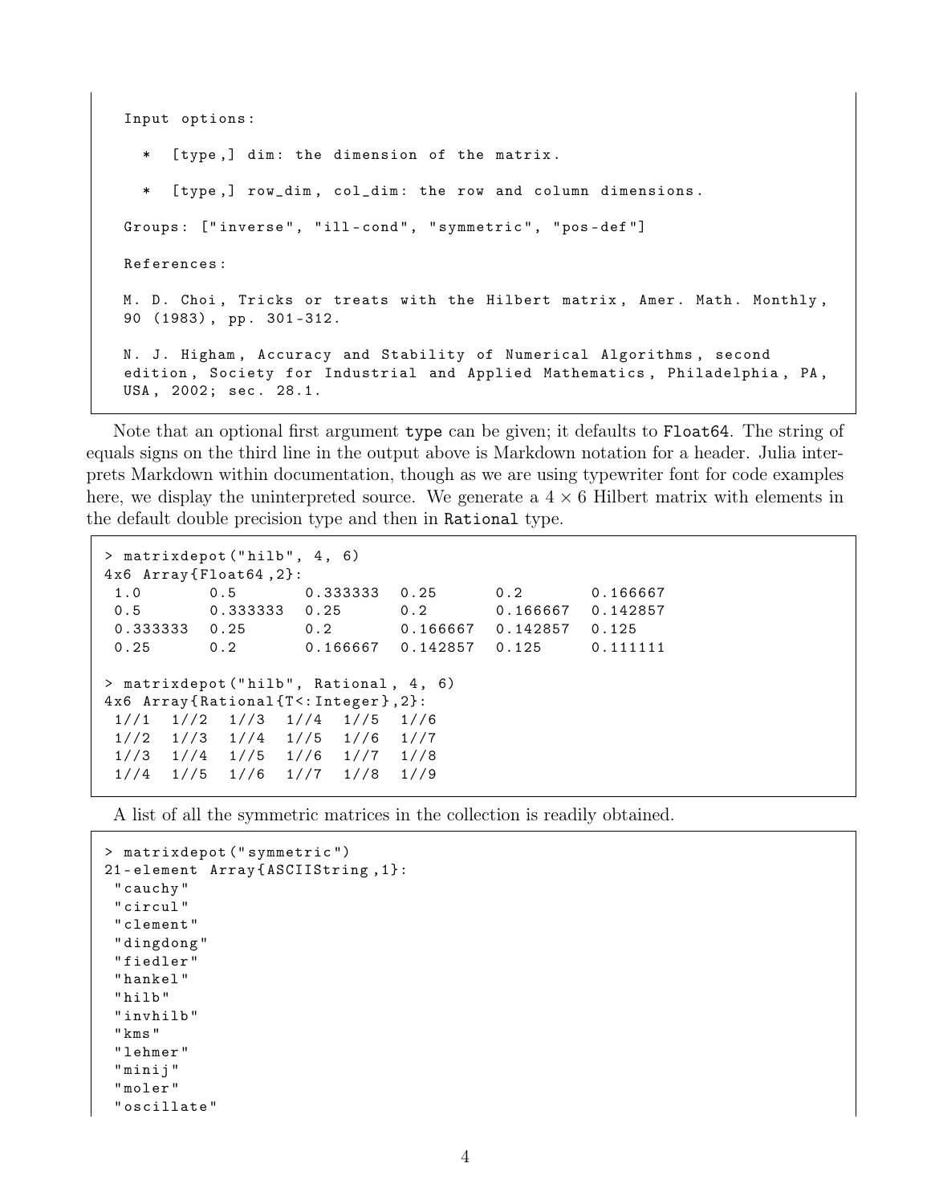```
  Input options:

    *  [type,] dim: the dimension of the matrix.

    *  [type,] row_dim, col_dim: the row and column dimensions.

  Groups: ["inverse", "ill-cond", "symmetric", "pos-def"]

  References:

  M. D. Choi, Tricks or treats with the Hilbert matrix, Amer. Math. Monthly,
  90 (1983), pp. 301-312.

  N. J. Higham, Accuracy and Stability of Numerical Algorithms, second
  edition, Society for Industrial and Applied Mathematics, Philadelphia, PA,
  USA, 2002; sec. 28.1.
```

Note that an optional first argument `type` can be given; it defaults to `Float64`. The string of equals signs on the third line in the output above is Markdown notation for a header. Julia interprets Markdown within documentation, though as we are using typewriter font for code examples here, we display the uninterpreted source. We generate a $4 \times 6$ Hilbert matrix with elements in the default double precision type and then in `Rational` type.

```
> matrixdepot("hilb", 4, 6)
4x6 Array{Float64,2}:
 1.0       0.5       0.333333  0.25      0.2       0.166667
 0.5       0.333333  0.25      0.2       0.166667  0.142857
 0.333333  0.25      0.2       0.166667  0.142857  0.125
 0.25      0.2       0.166667  0.142857  0.125     0.111111

> matrixdepot("hilb", Rational, 4, 6)
4x6 Array{Rational{T<:Integer},2}:
 1//1  1//2  1//3  1//4  1//5  1//6
 1//2  1//3  1//4  1//5  1//6  1//7
 1//3  1//4  1//5  1//6  1//7  1//8
 1//4  1//5  1//6  1//7  1//8  1//9
```

A list of all the symmetric matrices in the collection is readily obtained.

```
> matrixdepot("symmetric")
21-element Array{ASCIIString,1}:
 "cauchy"
 "circul"
 "clement"
 "dingdong"
 "fiedler"
 "hankel"
 "hilb"
 "invhilb"
 "kms"
 "lehmer"
 "minij"
 "moler"
 "oscillate"
```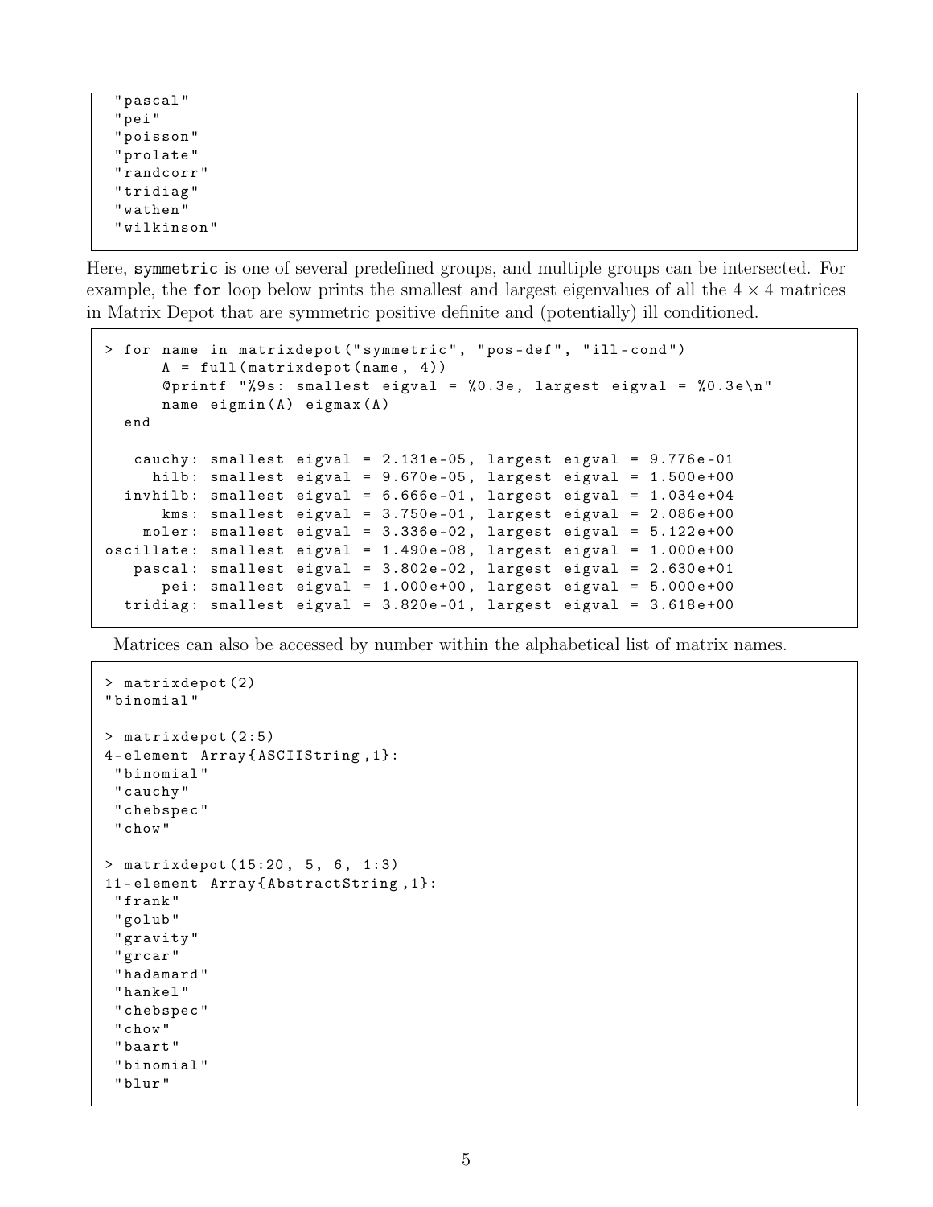```
 "pascal"
 "pei"
 "poisson"
 "prolate"
 "randcorr"
 "tridiag"
 "wathen"
 "wilkinson"
```

Here, `symmetric` is one of several predefined groups, and multiple groups can be intersected. For example, the `for` loop below prints the smallest and largest eigenvalues of all the $4 \times 4$ matrices in Matrix Depot that are symmetric positive definite and (potentially) ill conditioned.

```
> for name in matrixdepot("symmetric", "pos-def", "ill-cond")
      A = full(matrixdepot(name, 4))
      @printf "%9s: smallest eigval = %0.3e, largest eigval = %0.3e\n"
      name eigmin(A) eigmax(A)
  end

   cauchy: smallest eigval = 2.131e-05, largest eigval = 9.776e-01
     hilb: smallest eigval = 9.670e-05, largest eigval = 1.500e+00
  invhilb: smallest eigval = 6.666e-01, largest eigval = 1.034e+04
      kms: smallest eigval = 3.750e-01, largest eigval = 2.086e+00
    moler: smallest eigval = 3.336e-02, largest eigval = 5.122e+00
oscillate: smallest eigval = 1.490e-08, largest eigval = 1.000e+00
   pascal: smallest eigval = 3.802e-02, largest eigval = 2.630e+01
      pei: smallest eigval = 1.000e+00, largest eigval = 5.000e+00
  tridiag: smallest eigval = 3.820e-01, largest eigval = 3.618e+00
```

Matrices can also be accessed by number within the alphabetical list of matrix names.

```
> matrixdepot(2)
"binomial"

> matrixdepot(2:5)
4-element Array{ASCIIString,1}:
 "binomial"
 "cauchy"
 "chebspec"
 "chow"

> matrixdepot(15:20, 5, 6, 1:3)
11-element Array{AbstractString,1}:
 "frank"
 "golub"
 "gravity"
 "grcar"
 "hadamard"
 "hankel"
 "chebspec"
 "chow"
 "baart"
 "binomial"
 "blur"
```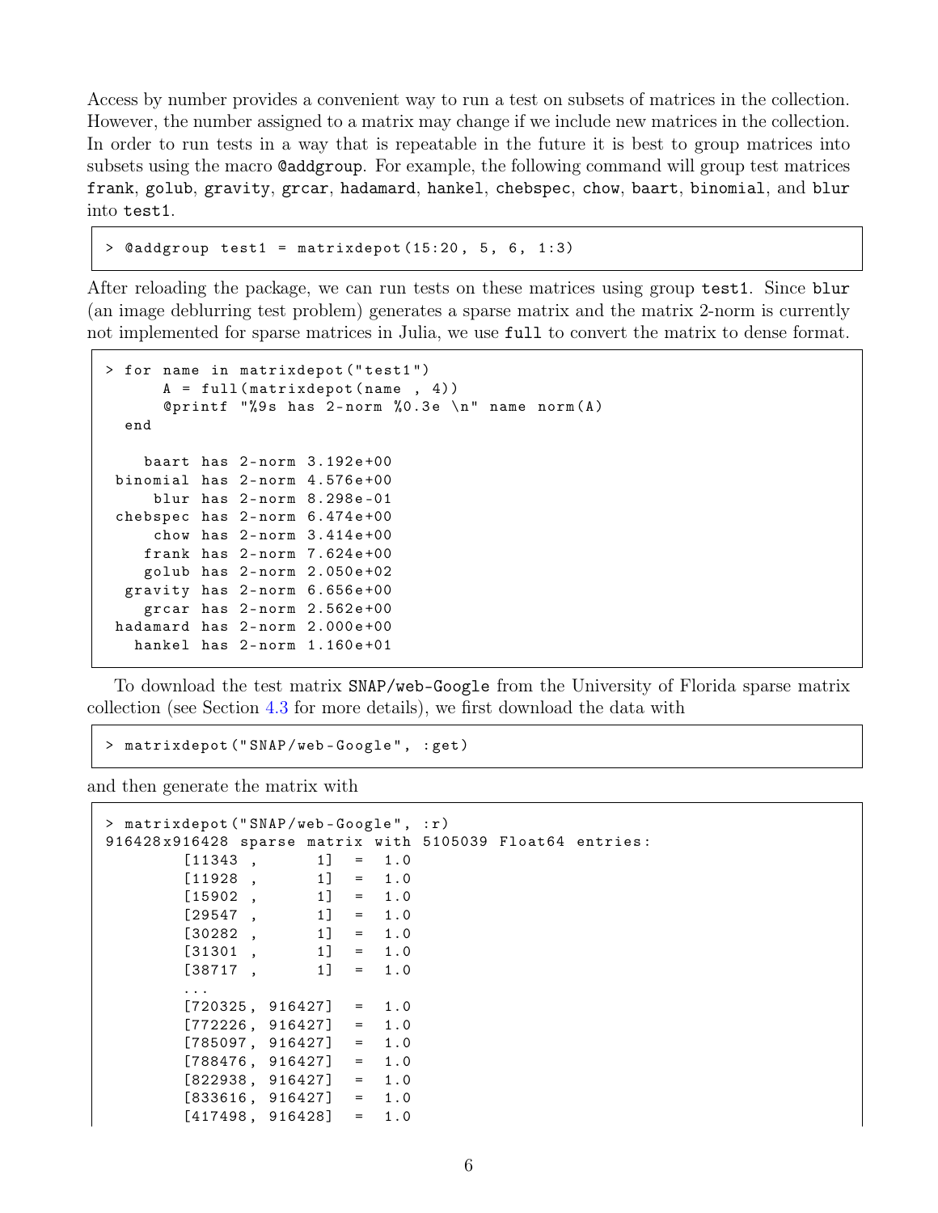Access by number provides a convenient way to run a test on subsets of matrices in the collection. However, the number assigned to a matrix may change if we include new matrices in the collection. In order to run tests in a way that is repeatable in the future it is best to group matrices into subsets using the macro `@addgroup`. For example, the following command will group test matrices `frank`, `golub`, `gravity`, `grcar`, `hadamard`, `hankel`, `chebspec`, `chow`, `baart`, `binomial`, and `blur` into `test1`.

```
> @addgroup test1 = matrixdepot(15:20, 5, 6, 1:3)
```

After reloading the package, we can run tests on these matrices using group `test1`. Since `blur` (an image deblurring test problem) generates a sparse matrix and the matrix 2-norm is currently not implemented for sparse matrices in Julia, we use `full` to convert the matrix to dense format.

```
> for name in matrixdepot("test1")
      A = full(matrixdepot(name , 4))
      @printf "%9s has 2-norm %0.3e \n" name norm(A)
  end

    baart has 2-norm 3.192e+00
 binomial has 2-norm 4.576e+00
     blur has 2-norm 8.298e-01
 chebspec has 2-norm 6.474e+00
     chow has 2-norm 3.414e+00
    frank has 2-norm 7.624e+00
    golub has 2-norm 2.050e+02
  gravity has 2-norm 6.656e+00
    grcar has 2-norm 2.562e+00
 hadamard has 2-norm 2.000e+00
   hankel has 2-norm 1.160e+01
```

To download the test matrix `SNAP/web-Google` from the University of Florida sparse matrix collection (see Section 4.3 for more details), we first download the data with

```
> matrixdepot("SNAP/web-Google", :get)
```

and then generate the matrix with

```
> matrixdepot("SNAP/web-Google", :r)
916428x916428 sparse matrix with 5105039 Float64 entries:
        [11343 ,      1]  =  1.0
        [11928 ,      1]  =  1.0
        [15902 ,      1]  =  1.0
        [29547 ,      1]  =  1.0
        [30282 ,      1]  =  1.0
        [31301 ,      1]  =  1.0
        [38717 ,      1]  =  1.0
        ...
        [720325, 916427]  =  1.0
        [772226, 916427]  =  1.0
        [785097, 916427]  =  1.0
        [788476, 916427]  =  1.0
        [822938, 916427]  =  1.0
        [833616, 916427]  =  1.0
        [417498, 916428]  =  1.0
```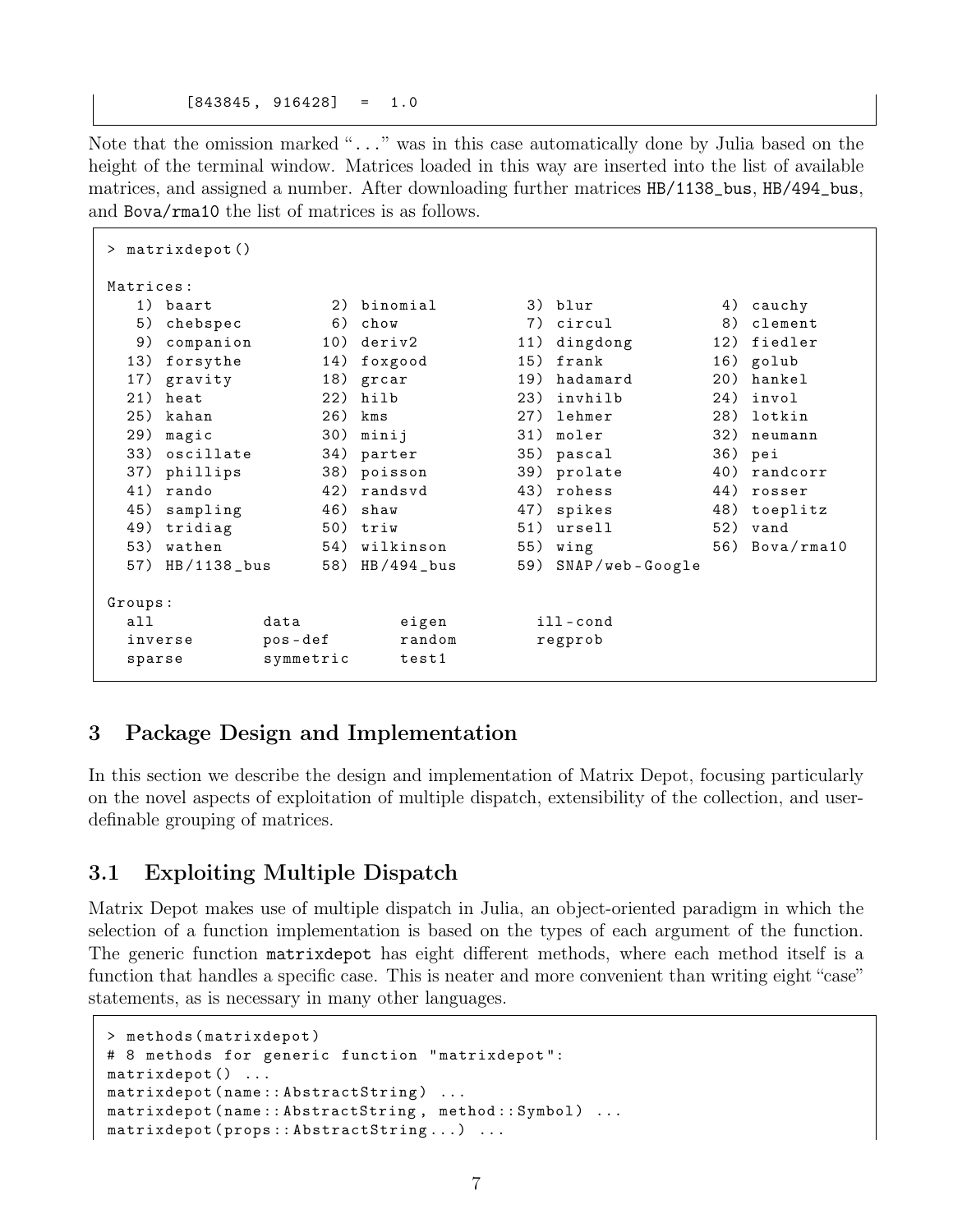```
        [843845, 916428]  =  1.0
```

Note that the omission marked "..." was in this case automatically done by Julia based on the height of the terminal window. Matrices loaded in this way are inserted into the list of available matrices, and assigned a number. After downloading further matrices HB/1138_bus, HB/494_bus, and Bova/rma10 the list of matrices is as follows.

```
> matrixdepot()

Matrices:
   1) baart          2) binomial        3) blur              4) cauchy
   5) chebspec       6) chow            7) circul            8) clement
   9) companion     10) deriv2         11) dingdong         12) fiedler
  13) forsythe      14) foxgood        15) frank            16) golub
  17) gravity       18) grcar          19) hadamard         20) hankel
  21) heat          22) hilb           23) invhilb          24) invol
  25) kahan         26) kms            27) lehmer           28) lotkin
  29) magic         30) minij          31) moler            32) neumann
  33) oscillate     34) parter         35) pascal           36) pei
  37) phillips      38) poisson        39) prolate          40) randcorr
  41) rando         42) randsvd        43) rohess           44) rosser
  45) sampling      46) shaw           47) spikes           48) toeplitz
  49) tridiag       50) triw           51) ursell           52) vand
  53) wathen        54) wilkinson      55) wing             56) Bova/rma10
  57) HB/1138_bus   58) HB/494_bus     59) SNAP/web-Google

Groups:
  all          data          eigen          ill-cond
  inverse      pos-def       random         regprob
  sparse       symmetric     test1
```

## 3 Package Design and Implementation

In this section we describe the design and implementation of Matrix Depot, focusing particularly on the novel aspects of exploitation of multiple dispatch, extensibility of the collection, and user-definable grouping of matrices.

### 3.1 Exploiting Multiple Dispatch

Matrix Depot makes use of multiple dispatch in Julia, an object-oriented paradigm in which the selection of a function implementation is based on the types of each argument of the function. The generic function matrixdepot has eight different methods, where each method itself is a function that handles a specific case. This is neater and more convenient than writing eight "case" statements, as is necessary in many other languages.

```
> methods(matrixdepot)
# 8 methods for generic function "matrixdepot":
matrixdepot() ...
matrixdepot(name::AbstractString) ...
matrixdepot(name::AbstractString, method::Symbol) ...
matrixdepot(props::AbstractString...) ...
```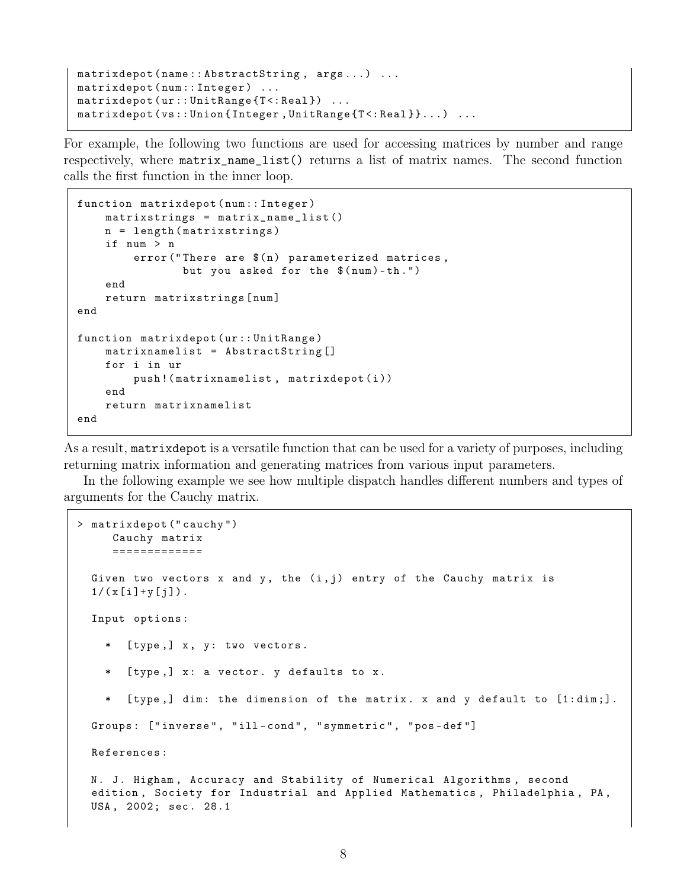```
matrixdepot(name::AbstractString, args...) ...
matrixdepot(num::Integer) ...
matrixdepot(ur::UnitRange{T<:Real}) ...
matrixdepot(vs::Union{Integer,UnitRange{T<:Real}}...) ...
```

For example, the following two functions are used for accessing matrices by number and range respectively, where `matrix_name_list()` returns a list of matrix names. The second function calls the first function in the inner loop.

```
function matrixdepot(num::Integer)
    matrixstrings = matrix_name_list()
    n = length(matrixstrings)
    if num > n
        error("There are $(n) parameterized matrices,
               but you asked for the $(num)-th.")
    end
    return matrixstrings[num]
end

function matrixdepot(ur::UnitRange)
    matrixnamelist = AbstractString[]
    for i in ur
        push!(matrixnamelist, matrixdepot(i))
    end
    return matrixnamelist
end
```

As a result, `matrixdepot` is a versatile function that can be used for a variety of purposes, including returning matrix information and generating matrices from various input parameters.

In the following example we see how multiple dispatch handles different numbers and types of arguments for the Cauchy matrix.

```
> matrixdepot("cauchy")
     Cauchy matrix
     =============

  Given two vectors x and y, the (i,j) entry of the Cauchy matrix is
  1/(x[i]+y[j]).

  Input options:

    *  [type,] x, y: two vectors.

    *  [type,] x: a vector. y defaults to x.

    *  [type,] dim: the dimension of the matrix. x and y default to [1:dim;].

  Groups: ["inverse", "ill-cond", "symmetric", "pos-def"]

  References:

  N. J. Higham, Accuracy and Stability of Numerical Algorithms, second
  edition, Society for Industrial and Applied Mathematics, Philadelphia, PA,
  USA, 2002; sec. 28.1
```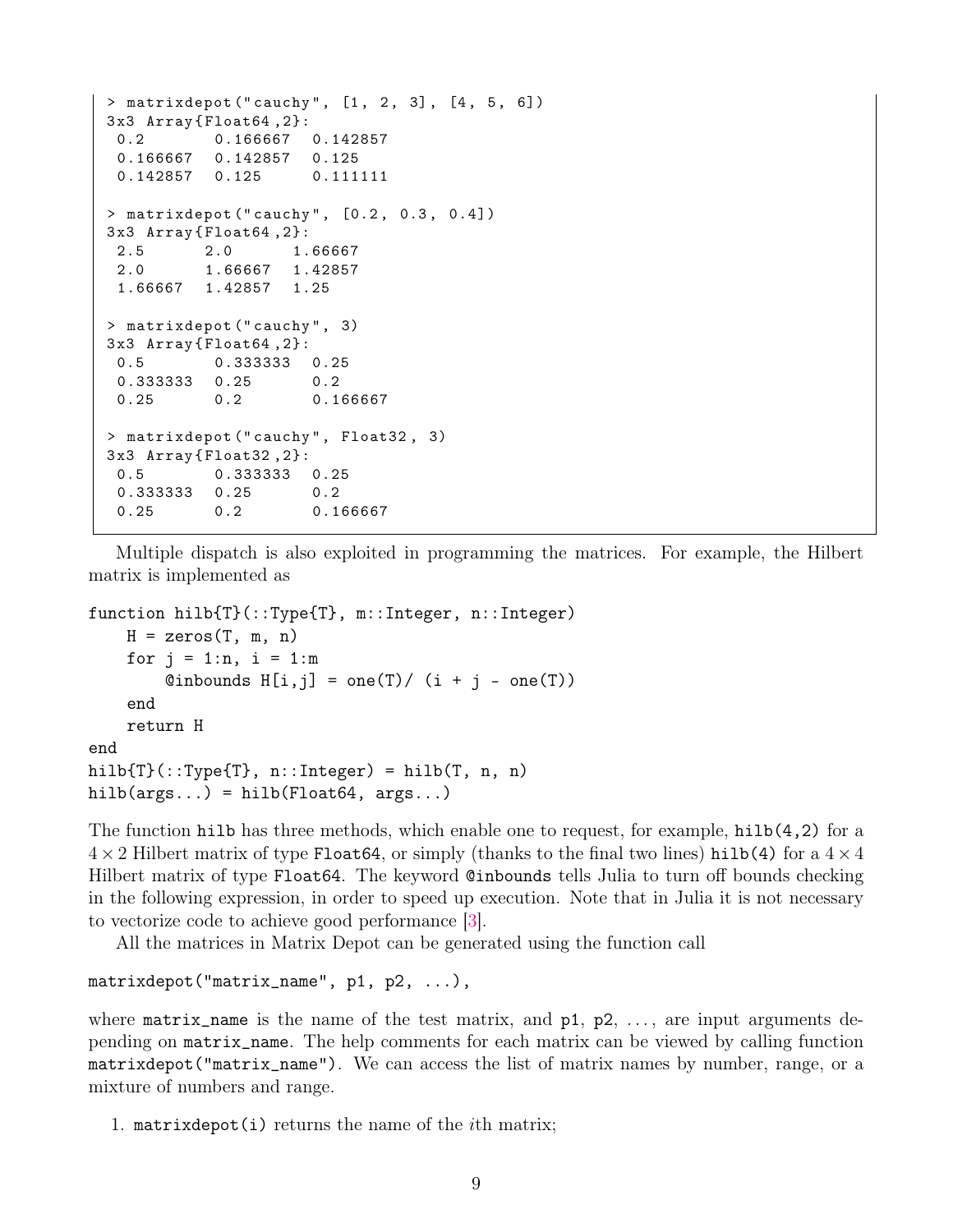```
> matrixdepot("cauchy", [1, 2, 3], [4, 5, 6])
3x3 Array{Float64,2}:
 0.2       0.166667  0.142857
 0.166667  0.142857  0.125
 0.142857  0.125     0.111111

> matrixdepot("cauchy", [0.2, 0.3, 0.4])
3x3 Array{Float64,2}:
 2.5      2.0      1.66667
 2.0      1.66667  1.42857
 1.66667  1.42857  1.25

> matrixdepot("cauchy", 3)
3x3 Array{Float64,2}:
 0.5       0.333333  0.25
 0.333333  0.25      0.2
 0.25      0.2       0.166667

> matrixdepot("cauchy", Float32, 3)
3x3 Array{Float32,2}:
 0.5       0.333333  0.25
 0.333333  0.25      0.2
 0.25      0.2       0.166667
```

Multiple dispatch is also exploited in programming the matrices. For example, the Hilbert matrix is implemented as

```
function hilb{T}(::Type{T}, m::Integer, n::Integer)
    H = zeros(T, m, n)
    for j = 1:n, i = 1:m
        @inbounds H[i,j] = one(T)/ (i + j - one(T))
    end
    return H
end
hilb{T}(::Type{T}, n::Integer) = hilb(T, n, n)
hilb(args...) = hilb(Float64, args...)
```

The function `hilb` has three methods, which enable one to request, for example, `hilb(4,2)` for a $4 \times 2$ Hilbert matrix of type `Float64`, or simply (thanks to the final two lines) `hilb(4)` for a $4 \times 4$ Hilbert matrix of type `Float64`. The keyword `@inbounds` tells Julia to turn off bounds checking in the following expression, in order to speed up execution. Note that in Julia it is not necessary to vectorize code to achieve good performance [3].

All the matrices in Matrix Depot can be generated using the function call

```
matrixdepot("matrix_name", p1, p2, ...),
```

where `matrix_name` is the name of the test matrix, and `p1`, `p2`, ..., are input arguments depending on `matrix_name`. The help comments for each matrix can be viewed by calling function `matrixdepot("matrix_name")`. We can access the list of matrix names by number, range, or a mixture of numbers and range.

1. `matrixdepot(i)` returns the name of the $i$th matrix;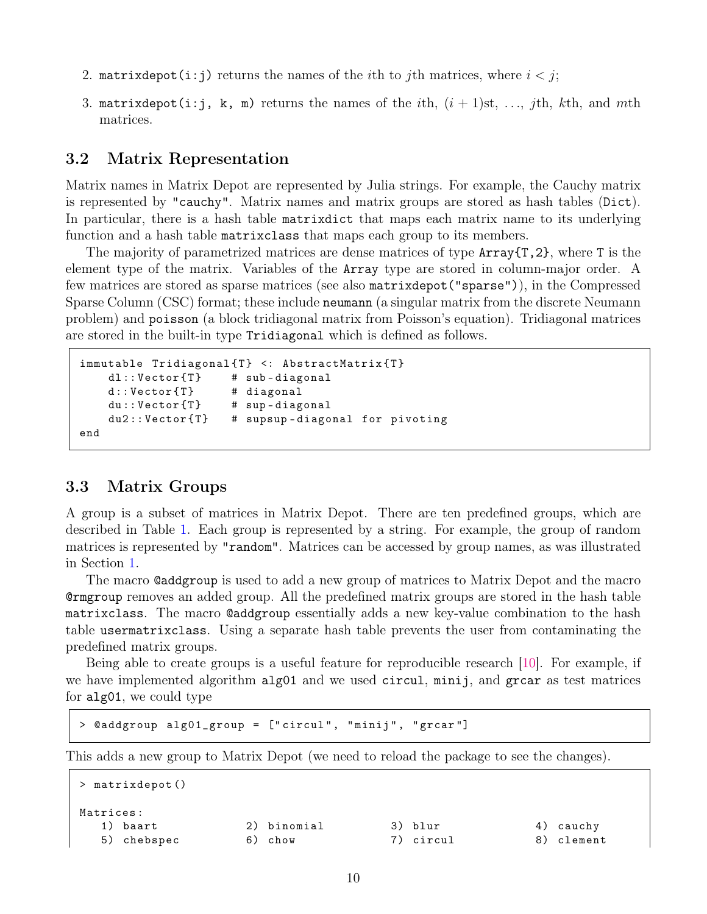2. `matrixdepot(i:j)` returns the names of the $i$th to $j$th matrices, where $i < j$;

3. `matrixdepot(i:j, k, m)` returns the names of the $i$th, $(i+1)$st, …, $j$th, $k$th, and $m$th matrices.

### 3.2 Matrix Representation

Matrix names in Matrix Depot are represented by Julia strings. For example, the Cauchy matrix is represented by `"cauchy"`. Matrix names and matrix groups are stored as hash tables (`Dict`). In particular, there is a hash table `matrixdict` that maps each matrix name to its underlying function and a hash table `matrixclass` that maps each group to its members.

The majority of parametrized matrices are dense matrices of type `Array{T,2}`, where `T` is the element type of the matrix. Variables of the `Array` type are stored in column-major order. A few matrices are stored as sparse matrices (see also `matrixdepot("sparse")`), in the Compressed Sparse Column (CSC) format; these include `neumann` (a singular matrix from the discrete Neumann problem) and `poisson` (a block tridiagonal matrix from Poisson's equation). Tridiagonal matrices are stored in the built-in type `Tridiagonal` which is defined as follows.

```
immutable Tridiagonal{T} <: AbstractMatrix{T}
    dl::Vector{T}    # sub-diagonal
    d::Vector{T}     # diagonal
    du::Vector{T}    # sup-diagonal
    du2::Vector{T}   # supsup-diagonal for pivoting
end
```

### 3.3 Matrix Groups

A group is a subset of matrices in Matrix Depot. There are ten predefined groups, which are described in Table 1. Each group is represented by a string. For example, the group of random matrices is represented by `"random"`. Matrices can be accessed by group names, as was illustrated in Section 1.

The macro `@addgroup` is used to add a new group of matrices to Matrix Depot and the macro `@rmgroup` removes an added group. All the predefined matrix groups are stored in the hash table `matrixclass`. The macro `@addgroup` essentially adds a new key-value combination to the hash table `usermatrixclass`. Using a separate hash table prevents the user from contaminating the predefined matrix groups.

Being able to create groups is a useful feature for reproducible research [10]. For example, if we have implemented algorithm `alg01` and we used `circul`, `minij`, and `grcar` as test matrices for `alg01`, we could type

```
> @addgroup alg01_group = ["circul", "minij", "grcar"]
```

This adds a new group to Matrix Depot (we need to reload the package to see the changes).

```
> matrixdepot()

Matrices:
   1) baart            2) binomial         3) blur             4) cauchy
   5) chebspec         6) chow             7) circul           8) clement
```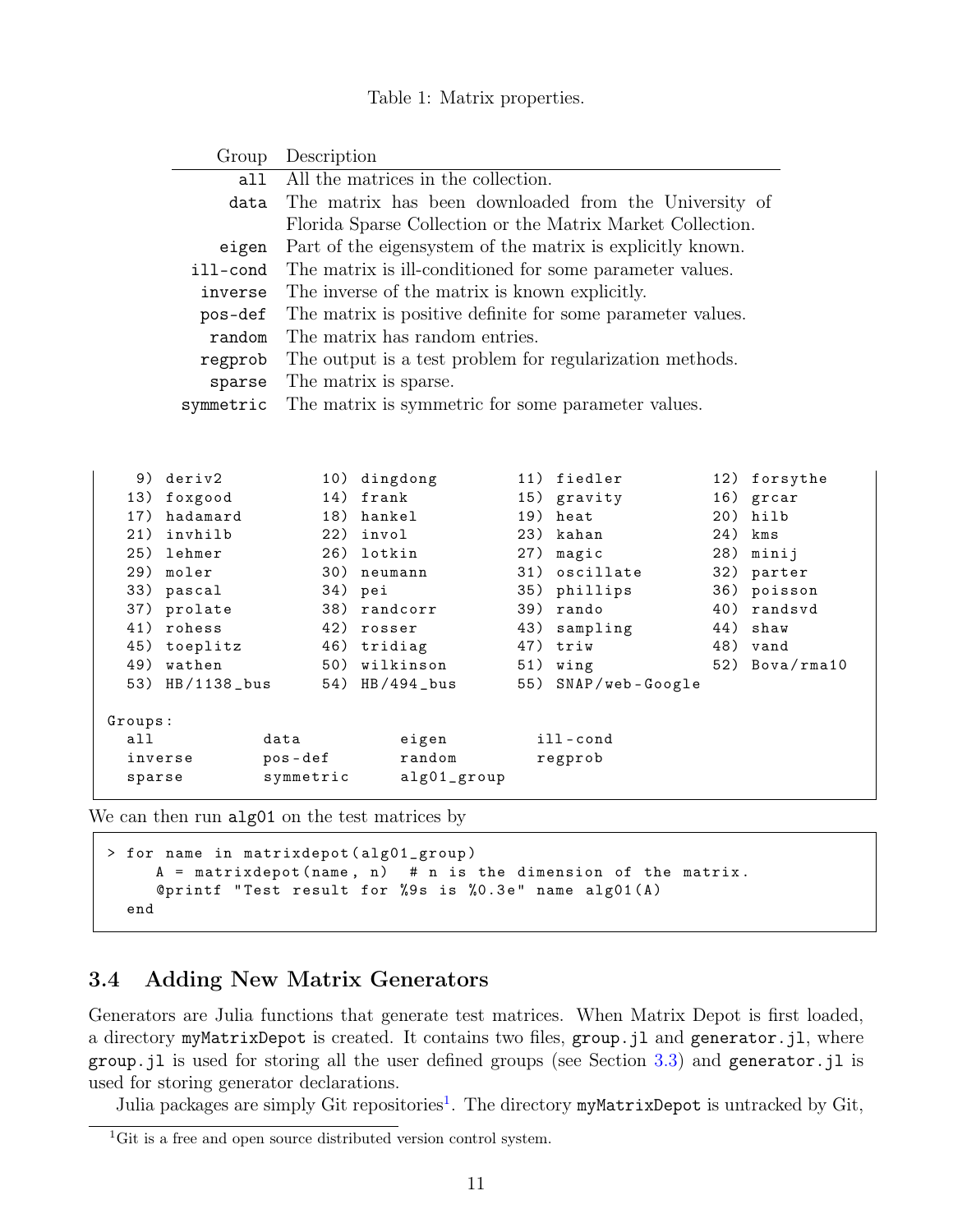Table 1: Matrix properties.

| Group | Description |
|---|---|
| `all` | All the matrices in the collection. |
| `data` | The matrix has been downloaded from the University of Florida Sparse Collection or the Matrix Market Collection. |
| `eigen` | Part of the eigensystem of the matrix is explicitly known. |
| `ill-cond` | The matrix is ill-conditioned for some parameter values. |
| `inverse` | The inverse of the matrix is known explicitly. |
| `pos-def` | The matrix is positive definite for some parameter values. |
| `random` | The matrix has random entries. |
| `regprob` | The output is a test problem for regularization methods. |
| `sparse` | The matrix is sparse. |
| `symmetric` | The matrix is symmetric for some parameter values. |

```
   9) deriv2          10) dingdong        11) fiedler         12) forsythe
  13) foxgood         14) frank           15) gravity         16) grcar
  17) hadamard        18) hankel          19) heat            20) hilb
  21) invhilb         22) invol           23) kahan           24) kms
  25) lehmer          26) lotkin          27) magic           28) minij
  29) moler           30) neumann         31) oscillate       32) parter
  33) pascal          34) pei             35) phillips        36) poisson
  37) prolate         38) randcorr        39) rando           40) randsvd
  41) rohess          42) rosser          43) sampling        44) shaw
  45) toeplitz        46) tridiag         47) triw            48) vand
  49) wathen          50) wilkinson       51) wing            52) Bova/rma10
  53) HB/1138_bus     54) HB/494_bus      55) SNAP/web-Google

Groups:
  all           data          eigen         ill-cond
  inverse       pos-def       random        regprob
  sparse        symmetric     alg01_group
```

We can then run `alg01` on the test matrices by

```
> for name in matrixdepot(alg01_group)
     A = matrixdepot(name, n)  # n is the dimension of the matrix.
     @printf "Test result for %9s is %0.3e" name alg01(A)
  end
```

### 3.4 Adding New Matrix Generators

Generators are Julia functions that generate test matrices. When Matrix Depot is first loaded, a directory `myMatrixDepot` is created. It contains two files, `group.jl` and `generator.jl`, where `group.jl` is used for storing all the user defined groups (see Section 3.3) and `generator.jl` is used for storing generator declarations.

Julia packages are simply Git repositories[1]. The directory `myMatrixDepot` is untracked by Git,

[1] Git is a free and open source distributed version control system.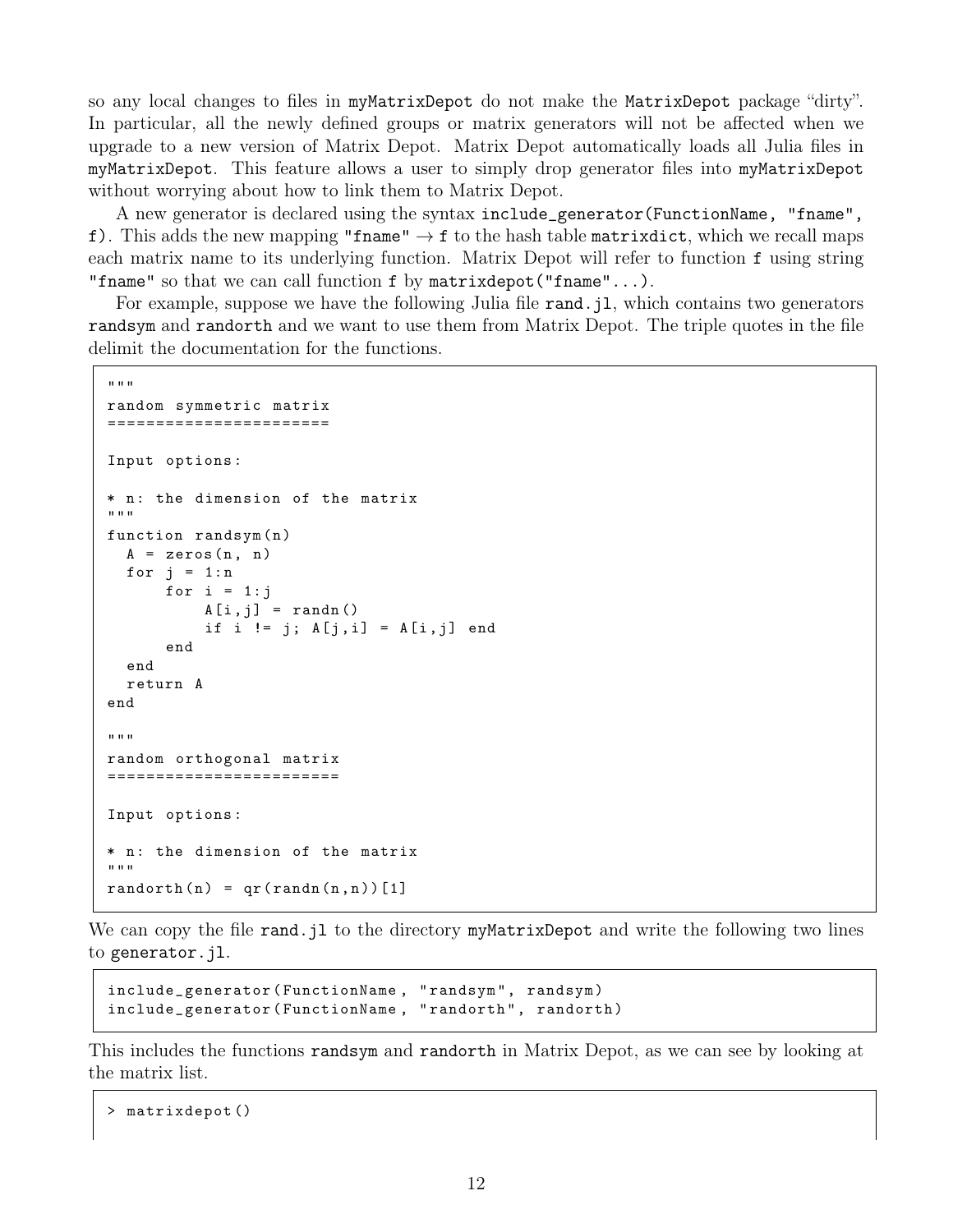so any local changes to files in `myMatrixDepot` do not make the `MatrixDepot` package "dirty". In particular, all the newly defined groups or matrix generators will not be affected when we upgrade to a new version of Matrix Depot. Matrix Depot automatically loads all Julia files in `myMatrixDepot`. This feature allows a user to simply drop generator files into `myMatrixDepot` without worrying about how to link them to Matrix Depot.

A new generator is declared using the syntax `include_generator(FunctionName, "fname", f)`. This adds the new mapping `"fname"` → `f` to the hash table `matrixdict`, which we recall maps each matrix name to its underlying function. Matrix Depot will refer to function `f` using string `"fname"` so that we can call function `f` by `matrixdepot("fname"...)`.

For example, suppose we have the following Julia file `rand.jl`, which contains two generators `randsym` and `randorth` and we want to use them from Matrix Depot. The triple quotes in the file delimit the documentation for the functions.

```
"""
random symmetric matrix
=======================

Input options:

* n: the dimension of the matrix
"""
function randsym(n)
  A = zeros(n, n)
  for j = 1:n
      for i = 1:j
          A[i,j] = randn()
          if i != j; A[j,i] = A[i,j] end
      end
  end
  return A
end

"""
random orthogonal matrix
========================

Input options:

* n: the dimension of the matrix
"""
randorth(n) = qr(randn(n,n))[1]
```

We can copy the file `rand.jl` to the directory `myMatrixDepot` and write the following two lines to `generator.jl`.

```
include_generator(FunctionName, "randsym", randsym)
include_generator(FunctionName, "randorth", randorth)
```

This includes the functions `randsym` and `randorth` in Matrix Depot, as we can see by looking at the matrix list.

```
> matrixdepot()
```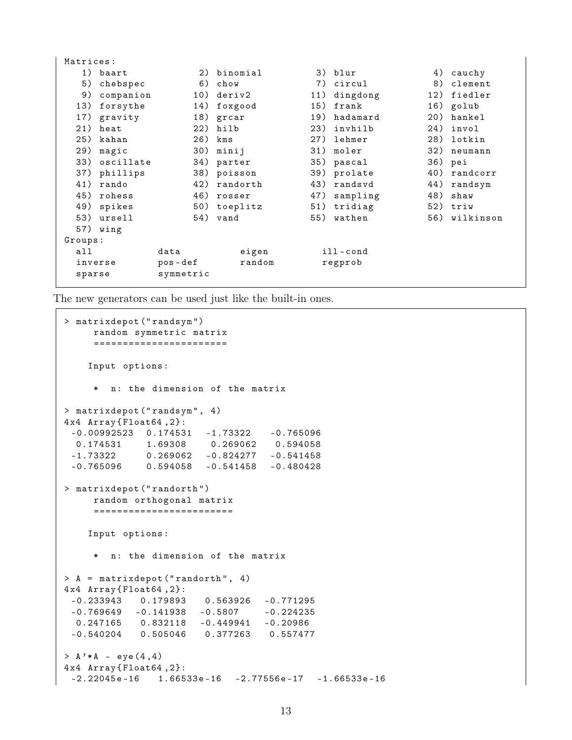```
Matrices:
   1) baart           2) binomial        3) blur            4) cauchy
   5) chebspec        6) chow            7) circul          8) clement
   9) companion      10) deriv2         11) dingdong       12) fiedler
  13) forsythe       14) foxgood        15) frank          16) golub
  17) gravity        18) grcar          19) hadamard       20) hankel
  21) heat           22) hilb           23) invhilb        24) invol
  25) kahan          26) kms            27) lehmer         28) lotkin
  29) magic          30) minij          31) moler          32) neumann
  33) oscillate      34) parter         35) pascal         36) pei
  37) phillips       38) poisson        39) prolate        40) randcorr
  41) rando          42) randorth       43) randsvd        44) randsym
  45) rohess         46) rosser         47) sampling       48) shaw
  49) spikes         50) toeplitz       51) tridiag        52) triw
  53) ursell         54) vand           55) wathen         56) wilkinson
  57) wing
Groups:
  all           data          eigen         ill-cond
  inverse       pos-def       random        regprob
  sparse        symmetric
```

The new generators can be used just like the built-in ones.

```
> matrixdepot("randsym")
     random symmetric matrix
     =======================

    Input options:

     * n: the dimension of the matrix

> matrixdepot("randsym", 4)
4x4 Array{Float64,2}:
 -0.00992523  0.174531  -1.73322   -0.765096
  0.174531    1.69308    0.269062   0.594058
 -1.73322     0.269062  -0.824277  -0.541458
 -0.765096    0.594058  -0.541458  -0.480428

> matrixdepot("randorth")
     random orthogonal matrix
     ========================

    Input options:

     * n: the dimension of the matrix

> A = matrixdepot("randorth", 4)
4x4 Array{Float64,2}:
 -0.233943   0.179893   0.563926  -0.771295
 -0.769649  -0.141938  -0.5807    -0.224235
  0.247165   0.832118  -0.449941  -0.20986
 -0.540204   0.505046   0.377263   0.557477

> A'*A - eye(4,4)
4x4 Array{Float64,2}:
 -2.22045e-16   1.66533e-16  -2.77556e-17  -1.66533e-16
```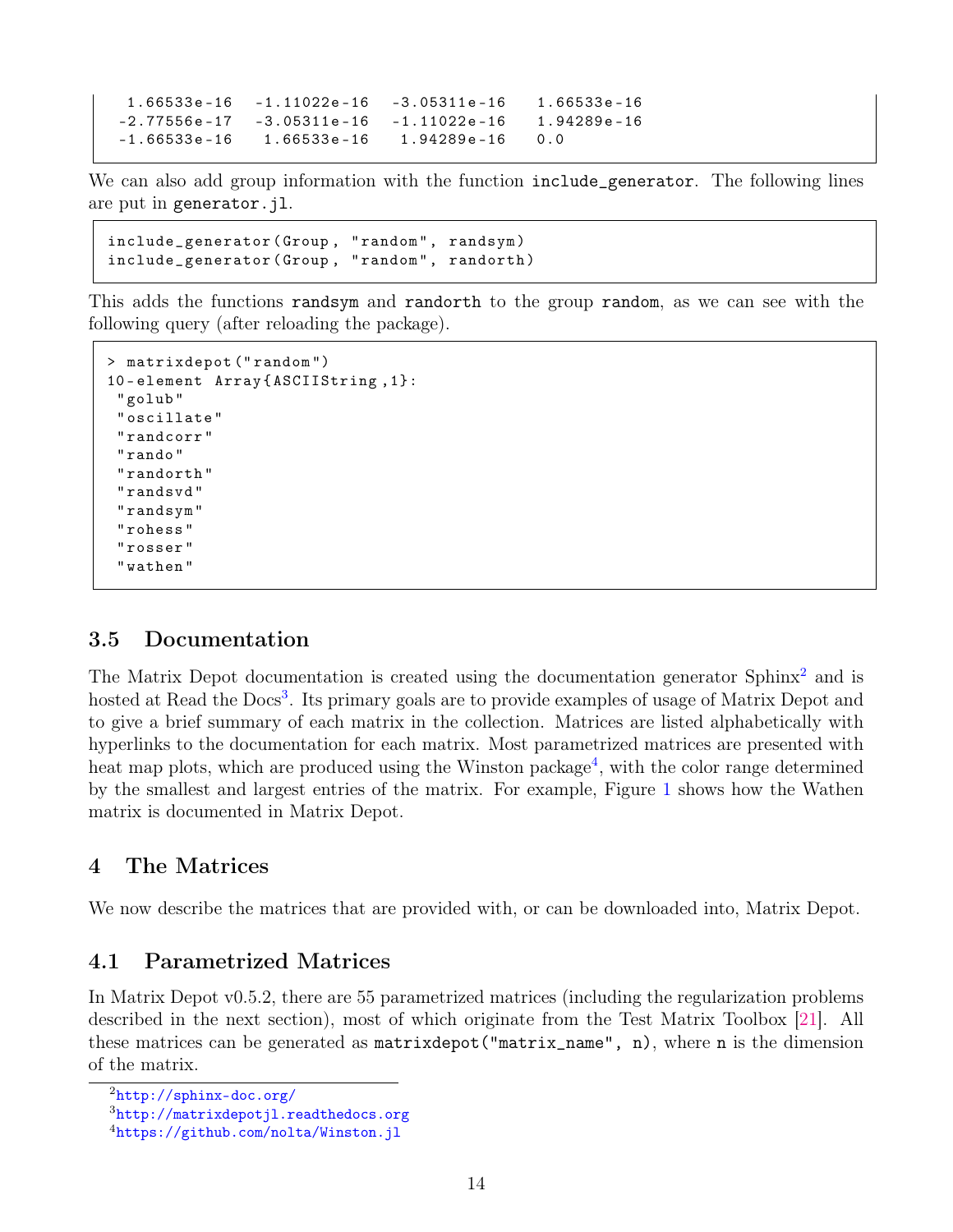```
  1.66533e-16  -1.11022e-16  -3.05311e-16   1.66533e-16
 -2.77556e-17  -3.05311e-16  -1.11022e-16   1.94289e-16
 -1.66533e-16   1.66533e-16   1.94289e-16   0.0
```

We can also add group information with the function `include_generator`. The following lines are put in `generator.jl`.

```
include_generator(Group, "random", randsym)
include_generator(Group, "random", randorth)
```

This adds the functions `randsym` and `randorth` to the group `random`, as we can see with the following query (after reloading the package).

```
> matrixdepot("random")
10-element Array{ASCIIString,1}:
 "golub"
 "oscillate"
 "randcorr"
 "rando"
 "randorth"
 "randsvd"
 "randsym"
 "rohess"
 "rosser"
 "wathen"
```

### 3.5 Documentation

The Matrix Depot documentation is created using the documentation generator Sphinx[2] and is hosted at Read the Docs[3]. Its primary goals are to provide examples of usage of Matrix Depot and to give a brief summary of each matrix in the collection. Matrices are listed alphabetically with hyperlinks to the documentation for each matrix. Most parametrized matrices are presented with heat map plots, which are produced using the Winston package[4], with the color range determined by the smallest and largest entries of the matrix. For example, Figure 1 shows how the Wathen matrix is documented in Matrix Depot.

## 4 The Matrices

We now describe the matrices that are provided with, or can be downloaded into, Matrix Depot.

### 4.1 Parametrized Matrices

In Matrix Depot v0.5.2, there are 55 parametrized matrices (including the regularization problems described in the next section), most of which originate from the Test Matrix Toolbox [21]. All these matrices can be generated as `matrixdepot("matrix_name", n)`, where `n` is the dimension of the matrix.

---

[2] http://sphinx-doc.org/

[3] http://matrixdepotjl.readthedocs.org

[4] https://github.com/nolta/Winston.jl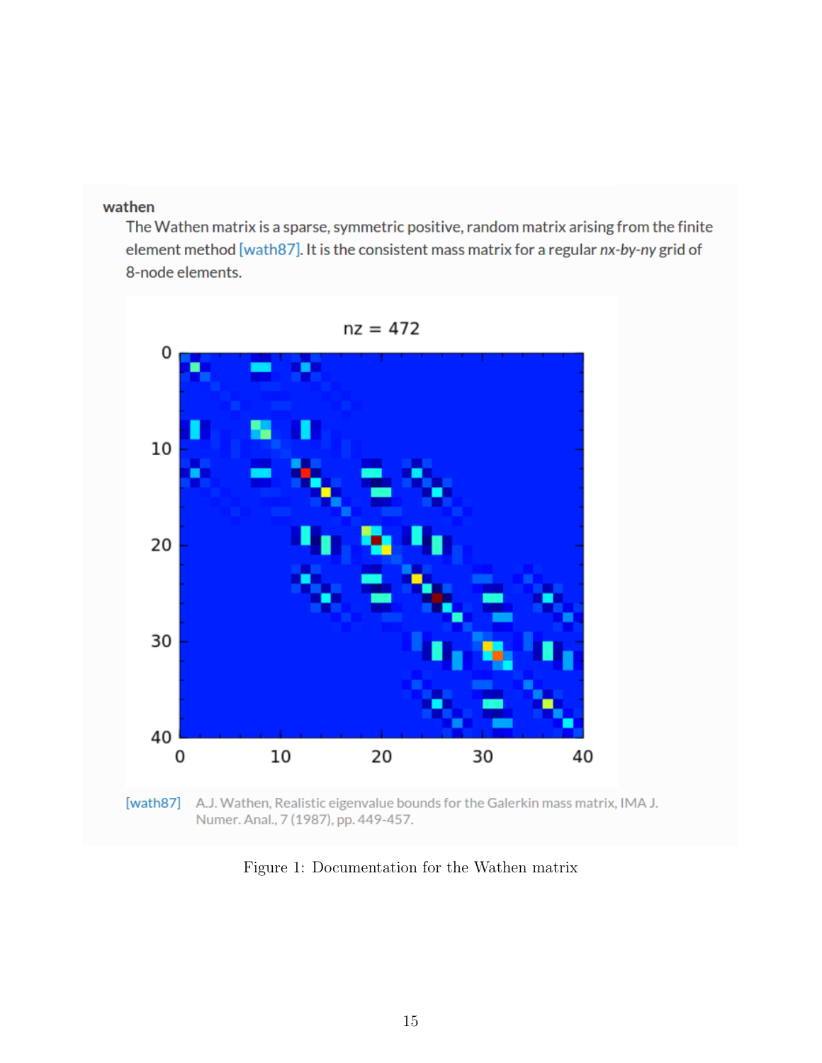**wathen**

The Wathen matrix is a sparse, symmetric positive, random matrix arising from the finite element method [wath87]. It is the consistent mass matrix for a regular *nx-by-ny* grid of 8-node elements.

[wath87] A.J. Wathen, Realistic eigenvalue bounds for the Galerkin mass matrix, IMA J. Numer. Anal., 7 (1987), pp. 449-457.

Figure 1: Documentation for the Wathen matrix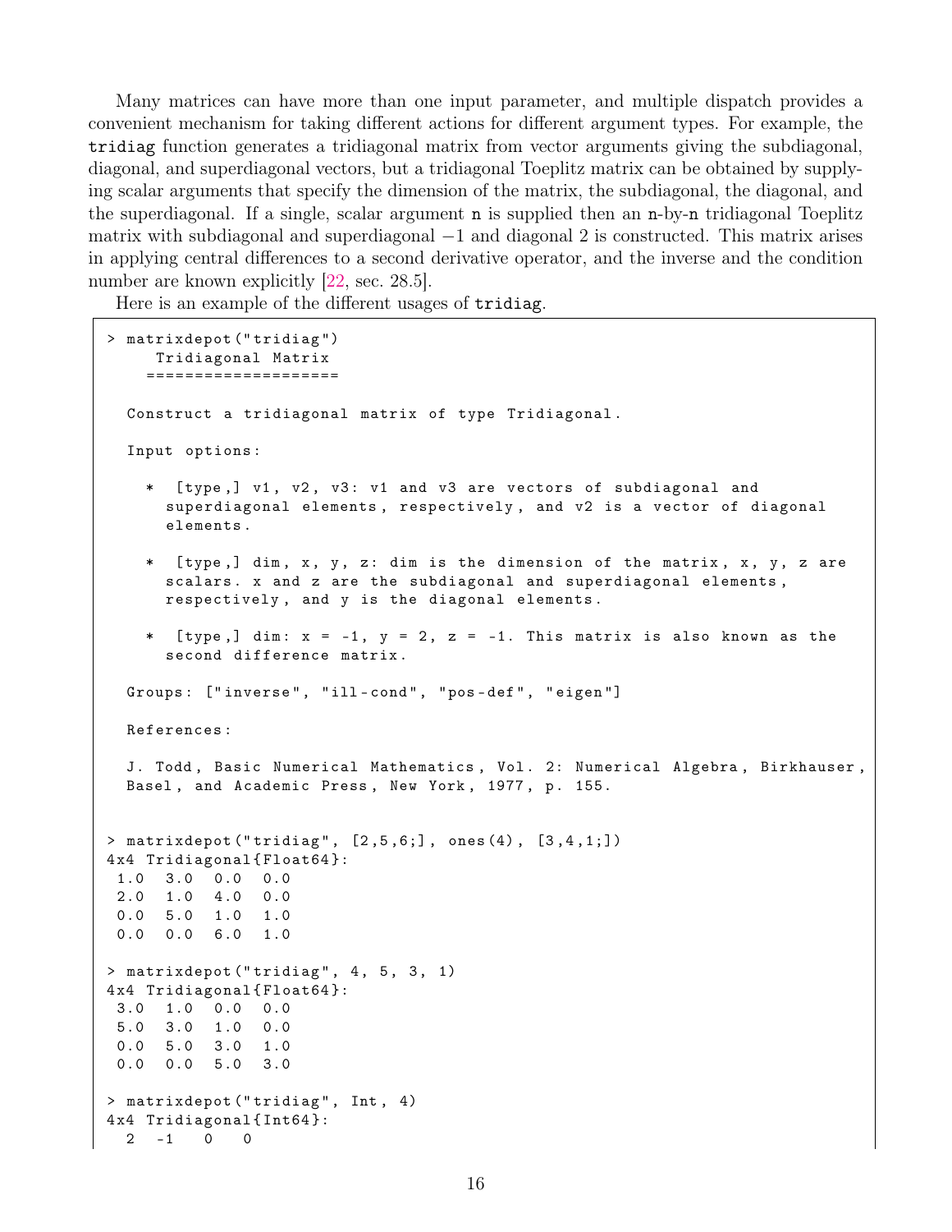Many matrices can have more than one input parameter, and multiple dispatch provides a convenient mechanism for taking different actions for different argument types. For example, the `tridiag` function generates a tridiagonal matrix from vector arguments giving the subdiagonal, diagonal, and superdiagonal vectors, but a tridiagonal Toeplitz matrix can be obtained by supplying scalar arguments that specify the dimension of the matrix, the subdiagonal, the diagonal, and the superdiagonal. If a single, scalar argument `n` is supplied then an `n`-by-`n` tridiagonal Toeplitz matrix with subdiagonal and superdiagonal $-1$ and diagonal 2 is constructed. This matrix arises in applying central differences to a second derivative operator, and the inverse and the condition number are known explicitly [22, sec. 28.5].

Here is an example of the different usages of `tridiag`.

```
> matrixdepot("tridiag")
     Tridiagonal Matrix
    ====================

  Construct a tridiagonal matrix of type Tridiagonal.

  Input options:

    *  [type,] v1, v2, v3: v1 and v3 are vectors of subdiagonal and
      superdiagonal elements, respectively, and v2 is a vector of diagonal
      elements.

    *  [type,] dim, x, y, z: dim is the dimension of the matrix, x, y, z are
      scalars. x and z are the subdiagonal and superdiagonal elements,
      respectively, and y is the diagonal elements.

    *  [type,] dim: x = -1, y = 2, z = -1. This matrix is also known as the
      second difference matrix.

  Groups: ["inverse", "ill-cond", "pos-def", "eigen"]

  References:

  J. Todd, Basic Numerical Mathematics, Vol. 2: Numerical Algebra, Birkhauser,
  Basel, and Academic Press, New York, 1977, p. 155.


> matrixdepot("tridiag", [2,5,6;], ones(4), [3,4,1;])
4x4 Tridiagonal{Float64}:
 1.0  3.0  0.0  0.0
 2.0  1.0  4.0  0.0
 0.0  5.0  1.0  1.0
 0.0  0.0  6.0  1.0

> matrixdepot("tridiag", 4, 5, 3, 1)
4x4 Tridiagonal{Float64}:
 3.0  1.0  0.0  0.0
 5.0  3.0  1.0  0.0
 0.0  5.0  3.0  1.0
 0.0  0.0  5.0  3.0

> matrixdepot("tridiag", Int, 4)
4x4 Tridiagonal{Int64}:
  2  -1   0   0
```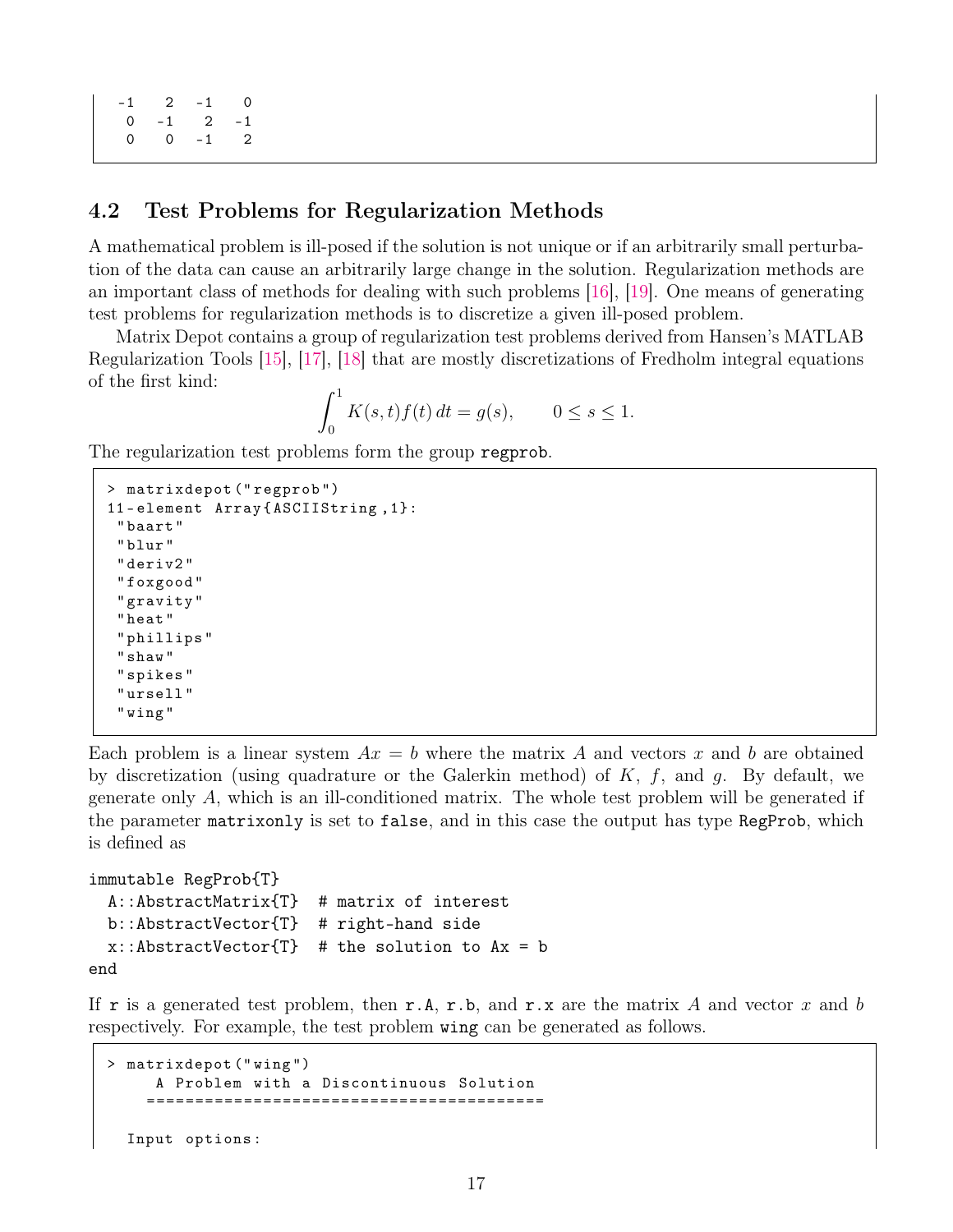```
 -1   2  -1   0
  0  -1   2  -1
  0   0  -1   2
```

## 4.2 Test Problems for Regularization Methods

A mathematical problem is ill-posed if the solution is not unique or if an arbitrarily small perturbation of the data can cause an arbitrarily large change in the solution. Regularization methods are an important class of methods for dealing with such problems [16], [19]. One means of generating test problems for regularization methods is to discretize a given ill-posed problem.

Matrix Depot contains a group of regularization test problems derived from Hansen's MATLAB Regularization Tools [15], [17], [18] that are mostly discretizations of Fredholm integral equations of the first kind:

$$\int_0^1 K(s,t)f(t)\,dt = g(s), \qquad 0 \le s \le 1.$$

The regularization test problems form the group `regprob`.

```
> matrixdepot("regprob")
11-element Array{ASCIIString,1}:
 "baart"
 "blur"
 "deriv2"
 "foxgood"
 "gravity"
 "heat"
 "phillips"
 "shaw"
 "spikes"
 "ursell"
 "wing"
```

Each problem is a linear system $Ax = b$ where the matrix $A$ and vectors $x$ and $b$ are obtained by discretization (using quadrature or the Galerkin method) of $K$, $f$, and $g$. By default, we generate only $A$, which is an ill-conditioned matrix. The whole test problem will be generated if the parameter `matrixonly` is set to `false`, and in this case the output has type `RegProb`, which is defined as

```
immutable RegProb{T}
  A::AbstractMatrix{T}  # matrix of interest
  b::AbstractVector{T}  # right-hand side
  x::AbstractVector{T}  # the solution to Ax = b
end
```

If `r` is a generated test problem, then `r.A`, `r.b`, and `r.x` are the matrix $A$ and vector $x$ and $b$ respectively. For example, the test problem `wing` can be generated as follows.

```
> matrixdepot("wing")
     A Problem with a Discontinuous Solution
    ========================================

  Input options:
```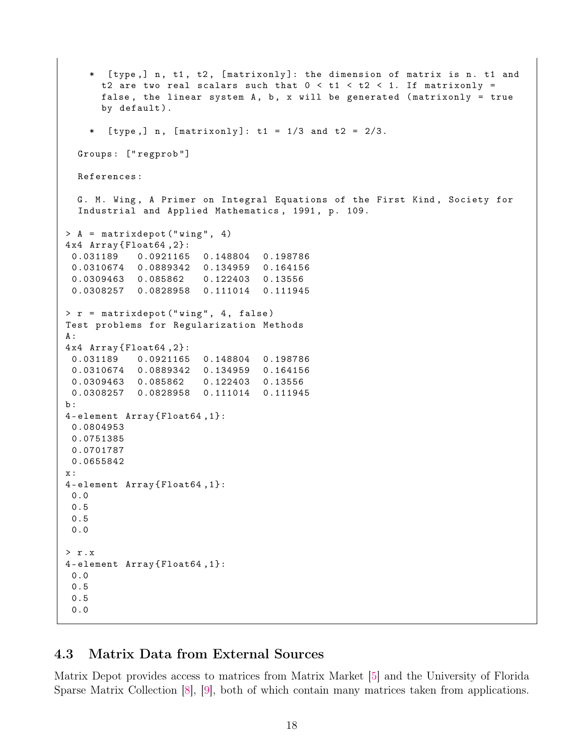```
    *  [type,] n, t1, t2, [matrixonly]: the dimension of matrix is n. t1 and
       t2 are two real scalars such that 0 < t1 < t2 < 1. If matrixonly =
       false, the linear system A, b, x will be generated (matrixonly = true
       by default).

    *  [type,] n, [matrixonly]: t1 = 1/3 and t2 = 2/3.

  Groups: ["regprob"]

  References:

  G. M. Wing, A Primer on Integral Equations of the First Kind, Society for
  Industrial and Applied Mathematics, 1991, p. 109.

> A = matrixdepot("wing", 4)
4x4 Array{Float64,2}:
 0.031189    0.0921165  0.148804  0.198786
 0.0310674   0.0889342  0.134959  0.164156
 0.0309463   0.085862   0.122403  0.13556
 0.0308257   0.0828958  0.111014  0.111945

> r = matrixdepot("wing", 4, false)
Test problems for Regularization Methods
A:
4x4 Array{Float64,2}:
 0.031189    0.0921165  0.148804  0.198786
 0.0310674   0.0889342  0.134959  0.164156
 0.0309463   0.085862   0.122403  0.13556
 0.0308257   0.0828958  0.111014  0.111945
b:
4-element Array{Float64,1}:
 0.0804953
 0.0751385
 0.0701787
 0.0655842
x:
4-element Array{Float64,1}:
 0.0
 0.5
 0.5
 0.0

> r.x
4-element Array{Float64,1}:
 0.0
 0.5
 0.5
 0.0
```

### 4.3 Matrix Data from External Sources

Matrix Depot provides access to matrices from Matrix Market [5] and the University of Florida Sparse Matrix Collection [8], [9], both of which contain many matrices taken from applications.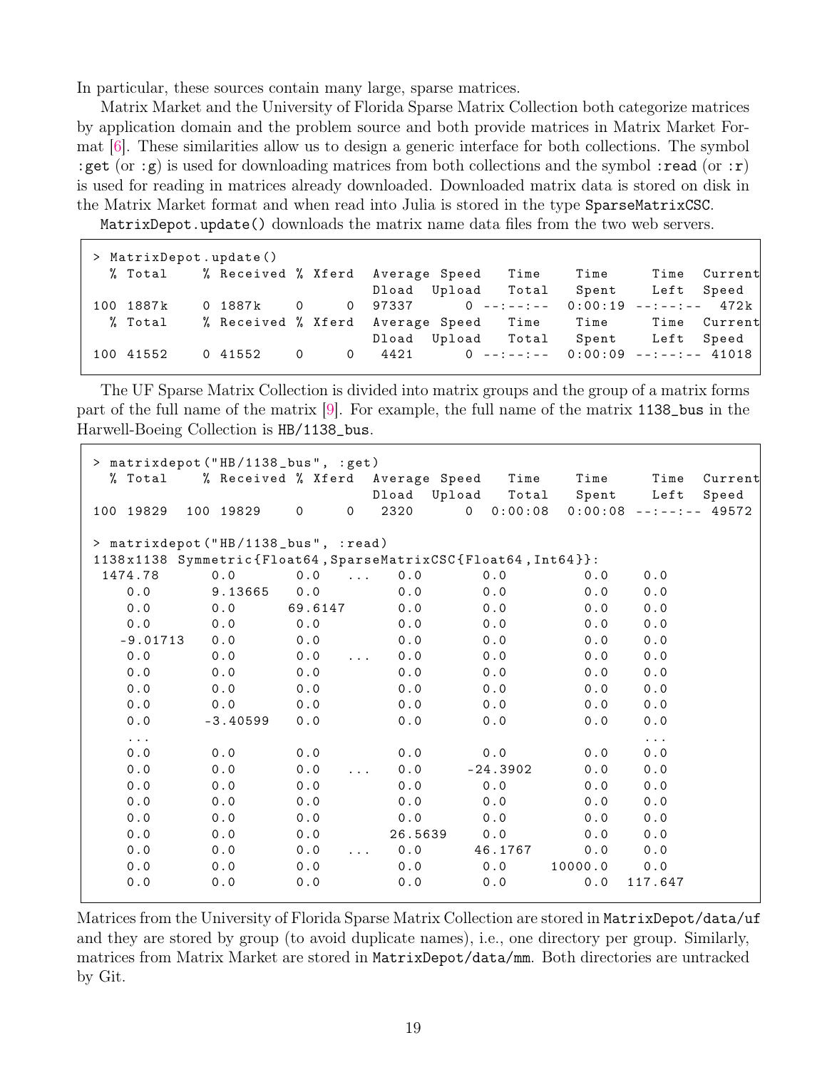In particular, these sources contain many large, sparse matrices.

Matrix Market and the University of Florida Sparse Matrix Collection both categorize matrices by application domain and the problem source and both provide matrices in Matrix Market Format [6]. These similarities allow us to design a generic interface for both collections. The symbol `:get` (or `:g`) is used for downloading matrices from both collections and the symbol `:read` (or `:r`) is used for reading in matrices already downloaded. Downloaded matrix data is stored on disk in the Matrix Market format and when read into Julia is stored in the type `SparseMatrixCSC`.

`MatrixDepot.update()` downloads the matrix name data files from the two web servers.

```
> MatrixDepot.update()
  % Total    % Received % Xferd  Average Speed   Time    Time     Time  Current
                                 Dload  Upload   Total   Spent    Left  Speed
100 1887k    0 1887k    0     0  97337      0 --:--:--  0:00:19 --:--:--  472k
  % Total    % Received % Xferd  Average Speed   Time    Time     Time  Current
                                 Dload  Upload   Total   Spent    Left  Speed
100 41552    0 41552    0     0   4421      0 --:--:--  0:00:09 --:--:-- 41018
```

The UF Sparse Matrix Collection is divided into matrix groups and the group of a matrix forms part of the full name of the matrix [9]. For example, the full name of the matrix `1138_bus` in the Harwell-Boeing Collection is `HB/1138_bus`.

```
> matrixdepot("HB/1138_bus", :get)
  % Total    % Received % Xferd  Average Speed   Time    Time     Time  Current
                                 Dload  Upload   Total   Spent    Left  Speed
100 19829  100 19829    0     0   2320      0  0:00:08  0:00:08 --:--:-- 49572

> matrixdepot("HB/1138_bus", :read)
1138x1138 Symmetric{Float64,SparseMatrixCSC{Float64,Int64}}:
 1474.78     0.0       0.0     ...   0.0        0.0          0.0    0.0
    0.0      9.13665   0.0           0.0        0.0          0.0    0.0
    0.0      0.0      69.6147        0.0        0.0          0.0    0.0
    0.0      0.0       0.0           0.0        0.0          0.0    0.0
   -9.01713  0.0       0.0           0.0        0.0          0.0    0.0
    0.0      0.0       0.0     ...   0.0        0.0          0.0    0.0
    0.0      0.0       0.0           0.0        0.0          0.0    0.0
    0.0      0.0       0.0           0.0        0.0          0.0    0.0
    0.0      0.0       0.0           0.0        0.0          0.0    0.0
    0.0     -3.40599   0.0           0.0        0.0          0.0    0.0
    ...                                                             ...
    0.0      0.0       0.0           0.0        0.0          0.0    0.0
    0.0      0.0       0.0     ...   0.0      -24.3902       0.0    0.0
    0.0      0.0       0.0           0.0        0.0          0.0    0.0
    0.0      0.0       0.0           0.0        0.0          0.0    0.0
    0.0      0.0       0.0           0.0        0.0          0.0    0.0
    0.0      0.0       0.0          26.5639     0.0          0.0    0.0
    0.0      0.0       0.0     ...   0.0       46.1767       0.0    0.0
    0.0      0.0       0.0           0.0        0.0      10000.0    0.0
    0.0      0.0       0.0           0.0        0.0          0.0  117.647
```

Matrices from the University of Florida Sparse Matrix Collection are stored in `MatrixDepot/data/uf` and they are stored by group (to avoid duplicate names), i.e., one directory per group. Similarly, matrices from Matrix Market are stored in `MatrixDepot/data/mm`. Both directories are untracked by Git.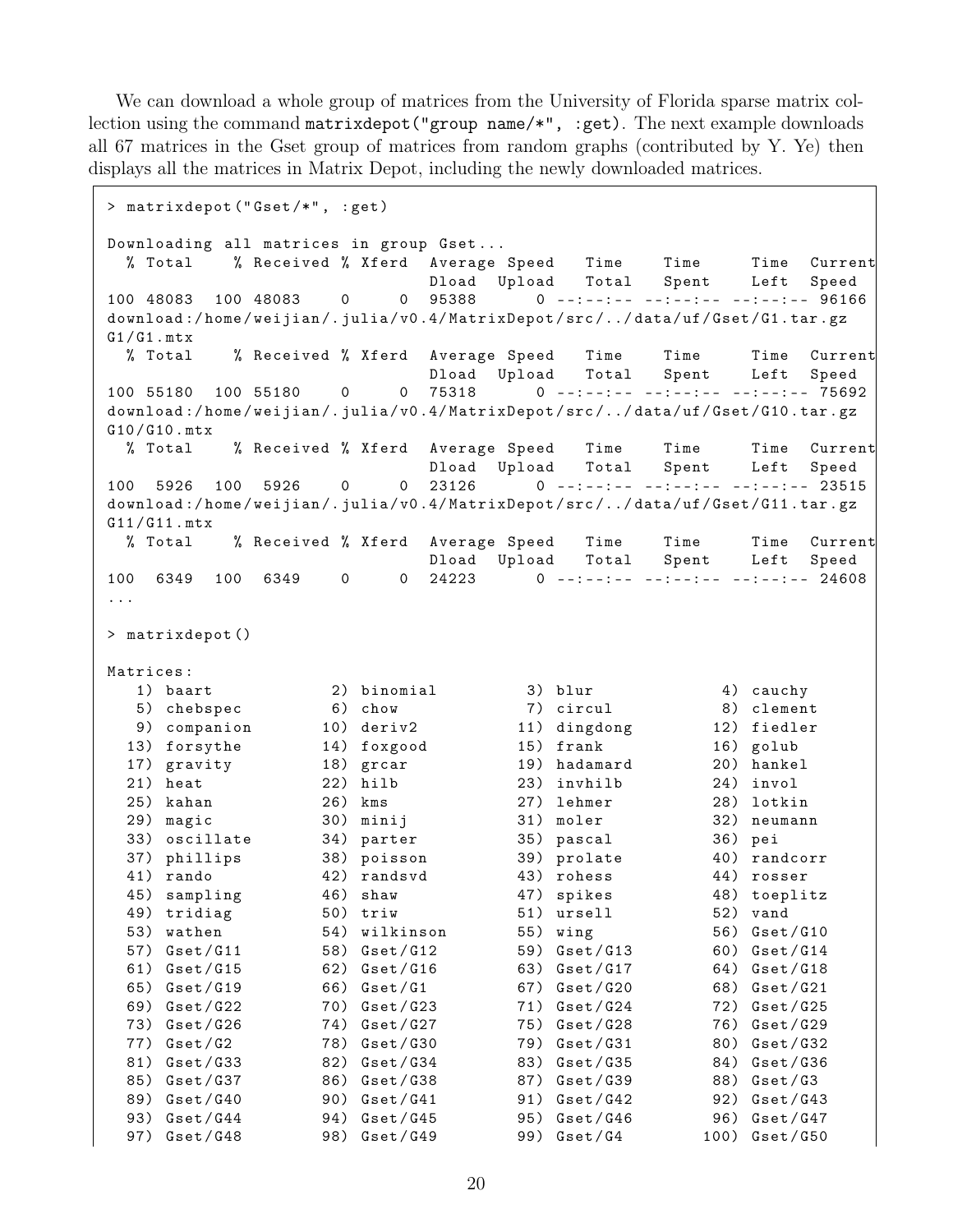We can download a whole group of matrices from the University of Florida sparse matrix collection using the command `matrixdepot("group name/*", :get)`. The next example downloads all 67 matrices in the Gset group of matrices from random graphs (contributed by Y. Ye) then displays all the matrices in Matrix Depot, including the newly downloaded matrices.

```
> matrixdepot("Gset/*", :get)

Downloading all matrices in group Gset...
  % Total    % Received % Xferd  Average Speed   Time    Time     Time  Current
                                 Dload  Upload   Total   Spent    Left  Speed
100 48083  100 48083    0     0  95388      0 --:--:-- --:--:-- --:--:-- 96166
download:/home/weijian/.julia/v0.4/MatrixDepot/src/../data/uf/Gset/G1.tar.gz
G1/G1.mtx
  % Total    % Received % Xferd  Average Speed   Time    Time     Time  Current
                                 Dload  Upload   Total   Spent    Left  Speed
100 55180  100 55180    0     0  75318      0 --:--:-- --:--:-- --:--:-- 75692
download:/home/weijian/.julia/v0.4/MatrixDepot/src/../data/uf/Gset/G10.tar.gz
G10/G10.mtx
  % Total    % Received % Xferd  Average Speed   Time    Time     Time  Current
                                 Dload  Upload   Total   Spent    Left  Speed
100  5926  100  5926    0     0  23126      0 --:--:-- --:--:-- --:--:-- 23515
download:/home/weijian/.julia/v0.4/MatrixDepot/src/../data/uf/Gset/G11.tar.gz
G11/G11.mtx
  % Total    % Received % Xferd  Average Speed   Time    Time     Time  Current
                                 Dload  Upload   Total   Spent    Left  Speed
100  6349  100  6349    0     0  24223      0 --:--:-- --:--:-- --:--:-- 24608
...

> matrixdepot()

Matrices:
   1) baart            2) binomial         3) blur             4) cauchy
   5) chebspec         6) chow             7) circul           8) clement
   9) companion       10) deriv2          11) dingdong        12) fiedler
  13) forsythe        14) foxgood         15) frank           16) golub
  17) gravity         18) grcar           19) hadamard        20) hankel
  21) heat            22) hilb            23) invhilb         24) invol
  25) kahan           26) kms             27) lehmer          28) lotkin
  29) magic           30) minij           31) moler           32) neumann
  33) oscillate       34) parter          35) pascal          36) pei
  37) phillips        38) poisson         39) prolate         40) randcorr
  41) rando           42) randsvd         43) rohess          44) rosser
  45) sampling        46) shaw            47) spikes          48) toeplitz
  49) tridiag         50) triw            51) ursell          52) vand
  53) wathen          54) wilkinson       55) wing            56) Gset/G10
  57) Gset/G11        58) Gset/G12        59) Gset/G13        60) Gset/G14
  61) Gset/G15        62) Gset/G16        63) Gset/G17        64) Gset/G18
  65) Gset/G19        66) Gset/G1         67) Gset/G20        68) Gset/G21
  69) Gset/G22        70) Gset/G23        71) Gset/G24        72) Gset/G25
  73) Gset/G26        74) Gset/G27        75) Gset/G28        76) Gset/G29
  77) Gset/G2         78) Gset/G30        79) Gset/G31        80) Gset/G32
  81) Gset/G33        82) Gset/G34        83) Gset/G35        84) Gset/G36
  85) Gset/G37        86) Gset/G38        87) Gset/G39        88) Gset/G3
  89) Gset/G40        90) Gset/G41        91) Gset/G42        92) Gset/G43
  93) Gset/G44        94) Gset/G45        95) Gset/G46        96) Gset/G47
  97) Gset/G48        98) Gset/G49        99) Gset/G4        100) Gset/G50
```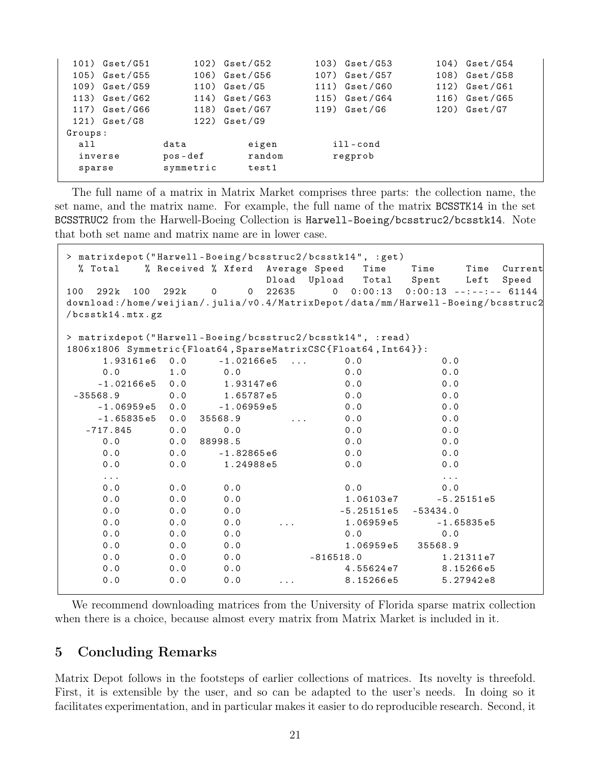```
 101) Gset/G51        102) Gset/G52        103) Gset/G53        104) Gset/G54
 105) Gset/G55        106) Gset/G56        107) Gset/G57        108) Gset/G58
 109) Gset/G59        110) Gset/G5         111) Gset/G60        112) Gset/G61
 113) Gset/G62        114) Gset/G63        115) Gset/G64        116) Gset/G65
 117) Gset/G66        118) Gset/G67        119) Gset/G6         120) Gset/G7
 121) Gset/G8         122) Gset/G9
Groups:
  all          data          eigen         ill-cond
  inverse      pos-def       random        regprob
  sparse       symmetric     test1
```

The full name of a matrix in Matrix Market comprises three parts: the collection name, the set name, and the matrix name. For example, the full name of the matrix `BCSSTK14` in the set `BCSSTRUC2` from the Harwell-Boeing Collection is `Harwell-Boeing/bcsstruc2/bcsstk14`. Note that both set name and matrix name are in lower case.

```
> matrixdepot("Harwell-Boeing/bcsstruc2/bcsstk14", :get)
  % Total    % Received % Xferd  Average Speed   Time    Time     Time  Current
                                 Dload  Upload   Total   Spent    Left  Speed
100  292k  100  292k    0     0  22635      0  0:00:13  0:00:13 --:--:-- 61144
download:/home/weijian/.julia/v0.4/MatrixDepot/data/mm/Harwell-Boeing/bcsstruc2
/bcsstk14.mtx.gz

> matrixdepot("Harwell-Boeing/bcsstruc2/bcsstk14", :read)
1806x1806 Symmetric{Float64,SparseMatrixCSC{Float64,Int64}}:
      1.93161e6  0.0      -1.02166e5  ...       0.0              0.0
      0.0        1.0       0.0                  0.0              0.0
     -1.02166e5  0.0       1.93147e6            0.0              0.0
 -35568.9        0.0       1.65787e5            0.0              0.0
     -1.06959e5  0.0      -1.06959e5            0.0              0.0
     -1.65835e5  0.0  35568.9         ...       0.0              0.0
   -717.845      0.0       0.0                  0.0              0.0
      0.0        0.0  88998.5                   0.0              0.0
      0.0        0.0      -1.82865e6            0.0              0.0
      0.0        0.0       1.24988e5            0.0              0.0
      ...                                                        ...
      0.0        0.0       0.0                  0.0              0.0
      0.0        0.0       0.0                  1.06103e7       -5.25151e5
      0.0        0.0       0.0                 -5.25151e5   -53434.0
      0.0        0.0       0.0        ...       1.06959e5       -1.65835e5
      0.0        0.0       0.0                  0.0              0.0
      0.0        0.0       0.0                  1.06959e5    35568.9
      0.0        0.0       0.0           -816518.0               1.21311e7
      0.0        0.0       0.0                  4.55624e7        8.15266e5
      0.0        0.0       0.0        ...       8.15266e5        5.27942e8
```

We recommend downloading matrices from the University of Florida sparse matrix collection when there is a choice, because almost every matrix from Matrix Market is included in it.

## 5 Concluding Remarks

Matrix Depot follows in the footsteps of earlier collections of matrices. Its novelty is threefold. First, it is extensible by the user, and so can be adapted to the user's needs. In doing so it facilitates experimentation, and in particular makes it easier to do reproducible research. Second, it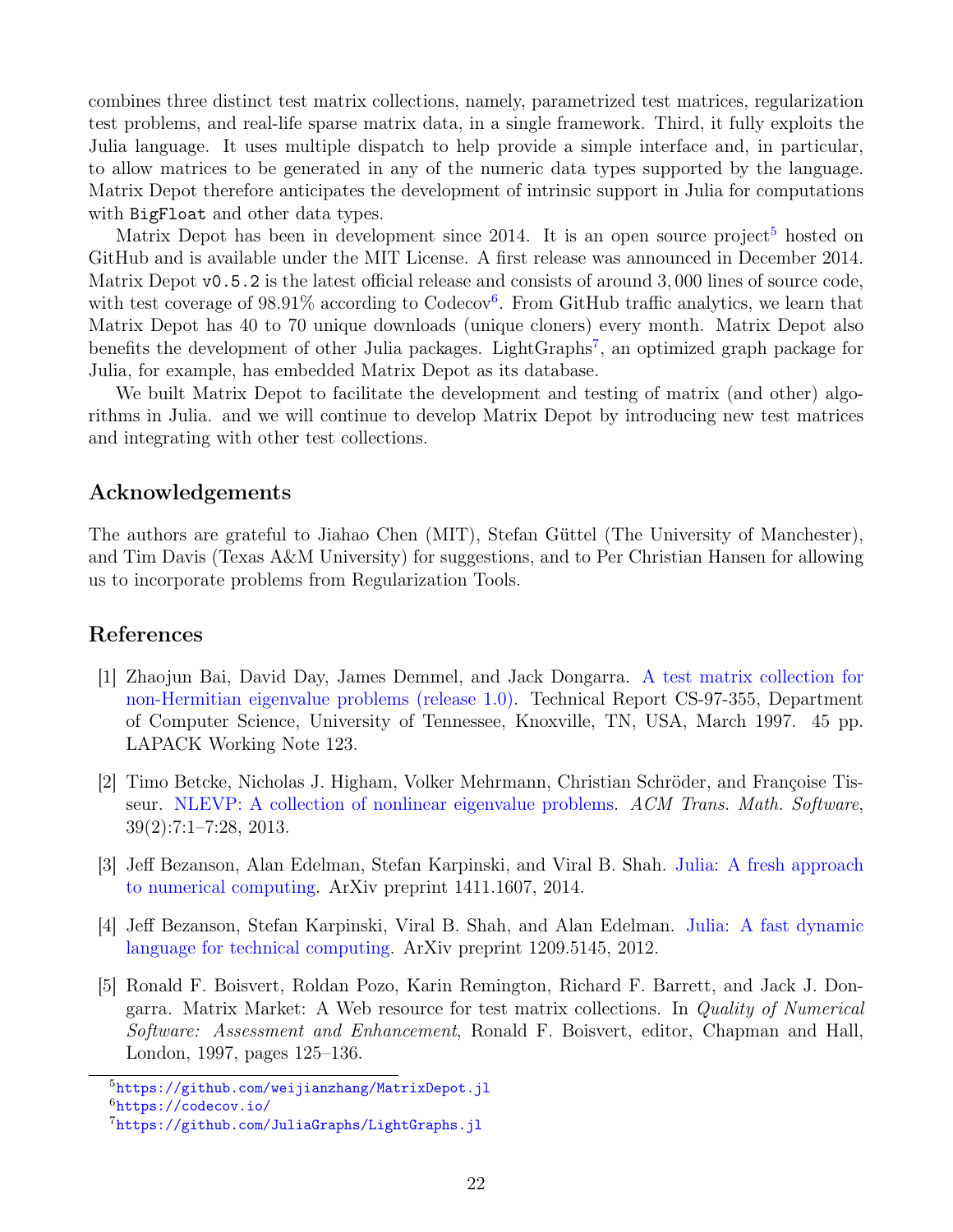combines three distinct test matrix collections, namely, parametrized test matrices, regularization test problems, and real-life sparse matrix data, in a single framework. Third, it fully exploits the Julia language. It uses multiple dispatch to help provide a simple interface and, in particular, to allow matrices to be generated in any of the numeric data types supported by the language. Matrix Depot therefore anticipates the development of intrinsic support in Julia for computations with `BigFloat` and other data types.

Matrix Depot has been in development since 2014. It is an open source project[5] hosted on GitHub and is available under the MIT License. A first release was announced in December 2014. Matrix Depot `v0.5.2` is the latest official release and consists of around 3,000 lines of source code, with test coverage of 98.91% according to Codecov[6]. From GitHub traffic analytics, we learn that Matrix Depot has 40 to 70 unique downloads (unique cloners) every month. Matrix Depot also benefits the development of other Julia packages. LightGraphs[7], an optimized graph package for Julia, for example, has embedded Matrix Depot as its database.

We built Matrix Depot to facilitate the development and testing of matrix (and other) algorithms in Julia. and we will continue to develop Matrix Depot by introducing new test matrices and integrating with other test collections.

## Acknowledgements

The authors are grateful to Jiahao Chen (MIT), Stefan Güttel (The University of Manchester), and Tim Davis (Texas A&M University) for suggestions, and to Per Christian Hansen for allowing us to incorporate problems from Regularization Tools.

## References

[1] Zhaojun Bai, David Day, James Demmel, and Jack Dongarra. A test matrix collection for non-Hermitian eigenvalue problems (release 1.0). Technical Report CS-97-355, Department of Computer Science, University of Tennessee, Knoxville, TN, USA, March 1997. 45 pp. LAPACK Working Note 123.

[2] Timo Betcke, Nicholas J. Higham, Volker Mehrmann, Christian Schröder, and Françoise Tisseur. NLEVP: A collection of nonlinear eigenvalue problems. *ACM Trans. Math. Software*, 39(2):7:1–7:28, 2013.

[3] Jeff Bezanson, Alan Edelman, Stefan Karpinski, and Viral B. Shah. Julia: A fresh approach to numerical computing. ArXiv preprint 1411.1607, 2014.

[4] Jeff Bezanson, Stefan Karpinski, Viral B. Shah, and Alan Edelman. Julia: A fast dynamic language for technical computing. ArXiv preprint 1209.5145, 2012.

[5] Ronald F. Boisvert, Roldan Pozo, Karin Remington, Richard F. Barrett, and Jack J. Dongarra. Matrix Market: A Web resource for test matrix collections. In *Quality of Numerical Software: Assessment and Enhancement*, Ronald F. Boisvert, editor, Chapman and Hall, London, 1997, pages 125–136.

---

[5] https://github.com/weijianzhang/MatrixDepot.jl

[6] https://codecov.io/

[7] https://github.com/JuliaGraphs/LightGraphs.jl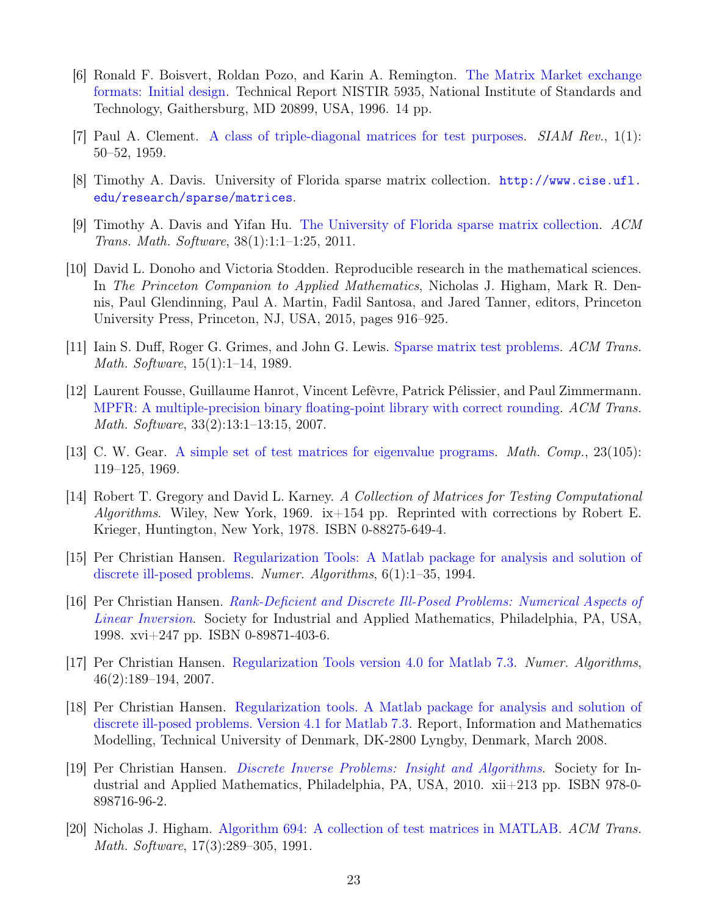[6] Ronald F. Boisvert, Roldan Pozo, and Karin A. Remington. The Matrix Market exchange formats: Initial design. Technical Report NISTIR 5935, National Institute of Standards and Technology, Gaithersburg, MD 20899, USA, 1996. 14 pp.

[7] Paul A. Clement. A class of triple-diagonal matrices for test purposes. *SIAM Rev.*, 1(1): 50–52, 1959.

[8] Timothy A. Davis. University of Florida sparse matrix collection. `http://www.cise.ufl.edu/research/sparse/matrices`.

[9] Timothy A. Davis and Yifan Hu. The University of Florida sparse matrix collection. *ACM Trans. Math. Software*, 38(1):1:1–1:25, 2011.

[10] David L. Donoho and Victoria Stodden. Reproducible research in the mathematical sciences. In *The Princeton Companion to Applied Mathematics*, Nicholas J. Higham, Mark R. Dennis, Paul Glendinning, Paul A. Martin, Fadil Santosa, and Jared Tanner, editors, Princeton University Press, Princeton, NJ, USA, 2015, pages 916–925.

[11] Iain S. Duff, Roger G. Grimes, and John G. Lewis. Sparse matrix test problems. *ACM Trans. Math. Software*, 15(1):1–14, 1989.

[12] Laurent Fousse, Guillaume Hanrot, Vincent Lefèvre, Patrick Pélissier, and Paul Zimmermann. MPFR: A multiple-precision binary floating-point library with correct rounding. *ACM Trans. Math. Software*, 33(2):13:1–13:15, 2007.

[13] C. W. Gear. A simple set of test matrices for eigenvalue programs. *Math. Comp.*, 23(105): 119–125, 1969.

[14] Robert T. Gregory and David L. Karney. *A Collection of Matrices for Testing Computational Algorithms*. Wiley, New York, 1969. ix+154 pp. Reprinted with corrections by Robert E. Krieger, Huntington, New York, 1978. ISBN 0-88275-649-4.

[15] Per Christian Hansen. Regularization Tools: A Matlab package for analysis and solution of discrete ill-posed problems. *Numer. Algorithms*, 6(1):1–35, 1994.

[16] Per Christian Hansen. *Rank-Deficient and Discrete Ill-Posed Problems: Numerical Aspects of Linear Inversion*. Society for Industrial and Applied Mathematics, Philadelphia, PA, USA, 1998. xvi+247 pp. ISBN 0-89871-403-6.

[17] Per Christian Hansen. Regularization Tools version 4.0 for Matlab 7.3. *Numer. Algorithms*, 46(2):189–194, 2007.

[18] Per Christian Hansen. Regularization tools. A Matlab package for analysis and solution of discrete ill-posed problems. Version 4.1 for Matlab 7.3. Report, Information and Mathematics Modelling, Technical University of Denmark, DK-2800 Lyngby, Denmark, March 2008.

[19] Per Christian Hansen. *Discrete Inverse Problems: Insight and Algorithms*. Society for Industrial and Applied Mathematics, Philadelphia, PA, USA, 2010. xii+213 pp. ISBN 978-0-898716-96-2.

[20] Nicholas J. Higham. Algorithm 694: A collection of test matrices in MATLAB. *ACM Trans. Math. Software*, 17(3):289–305, 1991.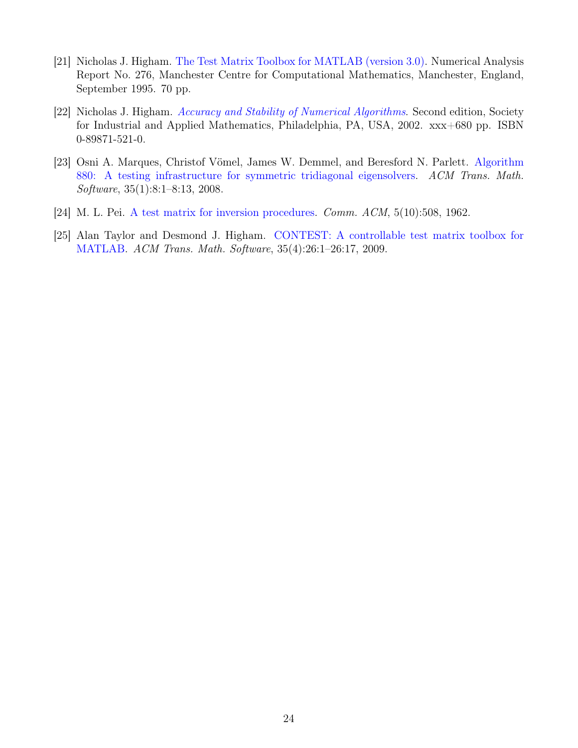[21] Nicholas J. Higham. The Test Matrix Toolbox for MATLAB (version 3.0). Numerical Analysis Report No. 276, Manchester Centre for Computational Mathematics, Manchester, England, September 1995. 70 pp.

[22] Nicholas J. Higham. *Accuracy and Stability of Numerical Algorithms*. Second edition, Society for Industrial and Applied Mathematics, Philadelphia, PA, USA, 2002. xxx+680 pp. ISBN 0-89871-521-0.

[23] Osni A. Marques, Christof Vömel, James W. Demmel, and Beresford N. Parlett. Algorithm 880: A testing infrastructure for symmetric tridiagonal eigensolvers. *ACM Trans. Math. Software*, 35(1):8:1–8:13, 2008.

[24] M. L. Pei. A test matrix for inversion procedures. *Comm. ACM*, 5(10):508, 1962.

[25] Alan Taylor and Desmond J. Higham. CONTEST: A controllable test matrix toolbox for MATLAB. *ACM Trans. Math. Software*, 35(4):26:1–26:17, 2009.